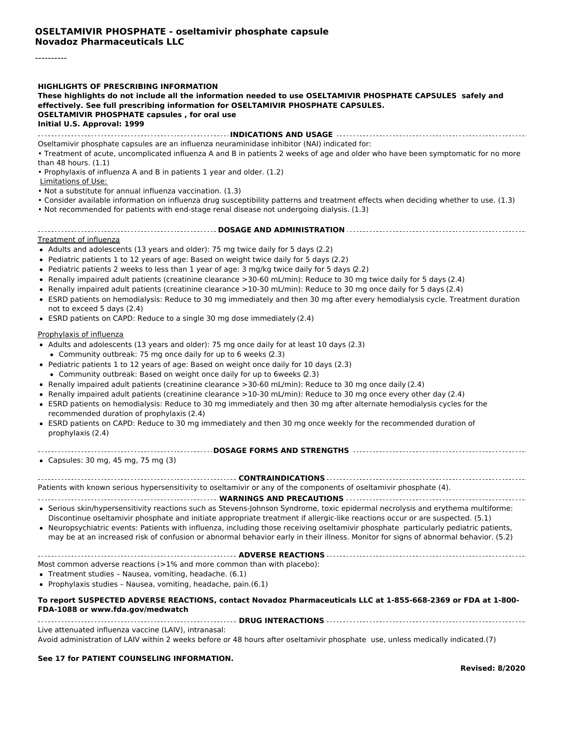**OSELTAMIVIR PHOSPHATE - oseltamivir phosphate capsule**
**Novadoz Pharmaceuticals LLC**

----------

**HIGHLIGHTS OF PRESCRIBING INFORMATION**
**These highlights do not include all the information needed to use OSELTAMIVIR PHOSPHATE CAPSULES safely and effectively. See full prescribing information for OSELTAMIVIR PHOSPHATE CAPSULES.**
**OSELTAMIVIR PHOSPHATE capsules , for oral use**
**Initial U.S. Approval: 1999**

## INDICATIONS AND USAGE

Oseltamivir phosphate capsules are an influenza neuraminidase inhibitor (NAI) indicated for:

- Treatment of acute, uncomplicated influenza A and B in patients 2 weeks of age and older who have been symptomatic for no more than 48 hours. (1.1)
- Prophylaxis of influenza A and B in patients 1 year and older. (1.2)

Limitations of Use:

- Not a substitute for annual influenza vaccination. (1.3)
- Consider available information on influenza drug susceptibility patterns and treatment effects when deciding whether to use. (1.3)
- Not recommended for patients with end-stage renal disease not undergoing dialysis. (1.3)

## DOSAGE AND ADMINISTRATION

Treatment of influenza

- Adults and adolescents (13 years and older): 75 mg twice daily for 5 days (2.2)
- Pediatric patients 1 to 12 years of age: Based on weight twice daily for 5 days (2.2)
- Pediatric patients 2 weeks to less than 1 year of age: 3 mg/kg twice daily for 5 days (2.2)
- Renally impaired adult patients (creatinine clearance >30-60 mL/min): Reduce to 30 mg twice daily for 5 days (2.4)
- Renally impaired adult patients (creatinine clearance >10-30 mL/min): Reduce to 30 mg once daily for 5 days (2.4)
- ESRD patients on hemodialysis: Reduce to 30 mg immediately and then 30 mg after every hemodialysis cycle. Treatment duration not to exceed 5 days (2.4)
- ESRD patients on CAPD: Reduce to a single 30 mg dose immediately (2.4)

Prophylaxis of influenza

- Adults and adolescents (13 years and older): 75 mg once daily for at least 10 days (2.3)
  - Community outbreak: 75 mg once daily for up to 6 weeks (2.3)
- Pediatric patients 1 to 12 years of age: Based on weight once daily for 10 days (2.3)
  - Community outbreak: Based on weight once daily for up to 6weeks (2.3)
- Renally impaired adult patients (creatinine clearance >30-60 mL/min): Reduce to 30 mg once daily (2.4)
- Renally impaired adult patients (creatinine clearance >10-30 mL/min): Reduce to 30 mg once every other day (2.4)
- ESRD patients on hemodialysis: Reduce to 30 mg immediately and then 30 mg after alternate hemodialysis cycles for the recommended duration of prophylaxis (2.4)
- ESRD patients on CAPD: Reduce to 30 mg immediately and then 30 mg once weekly for the recommended duration of prophylaxis (2.4)

## DOSAGE FORMS AND STRENGTHS

- Capsules: 30 mg, 45 mg, 75 mg (3)

## CONTRAINDICATIONS

Patients with known serious hypersensitivity to oseltamivir or any of the components of oseltamivir phosphate (4).

## WARNINGS AND PRECAUTIONS

- Serious skin/hypersensitivity reactions such as Stevens-Johnson Syndrome, toxic epidermal necrolysis and erythema multiforme: Discontinue oseltamivir phosphate and initiate appropriate treatment if allergic-like reactions occur or are suspected. (5.1)
- Neuropsychiatric events: Patients with influenza, including those receiving oseltamivir phosphate particularly pediatric patients, may be at an increased risk of confusion or abnormal behavior early in their illness. Monitor for signs of abnormal behavior. (5.2)

## ADVERSE REACTIONS

Most common adverse reactions (>1% and more common than with placebo):

- Treatment studies – Nausea, vomiting, headache. (6.1)
- Prophylaxis studies – Nausea, vomiting, headache, pain.(6.1)

**To report SUSPECTED ADVERSE REACTIONS, contact Novadoz Pharmaceuticals LLC at 1-855-668-2369 or FDA at 1-800-FDA-1088 or www.fda.gov/medwatch**

## DRUG INTERACTIONS

Live attenuated influenza vaccine (LAIV), intranasal:
Avoid administration of LAIV within 2 weeks before or 48 hours after oseltamivir phosphate use, unless medically indicated.(7)

**See 17 for PATIENT COUNSELING INFORMATION.**

**Revised: 8/2020**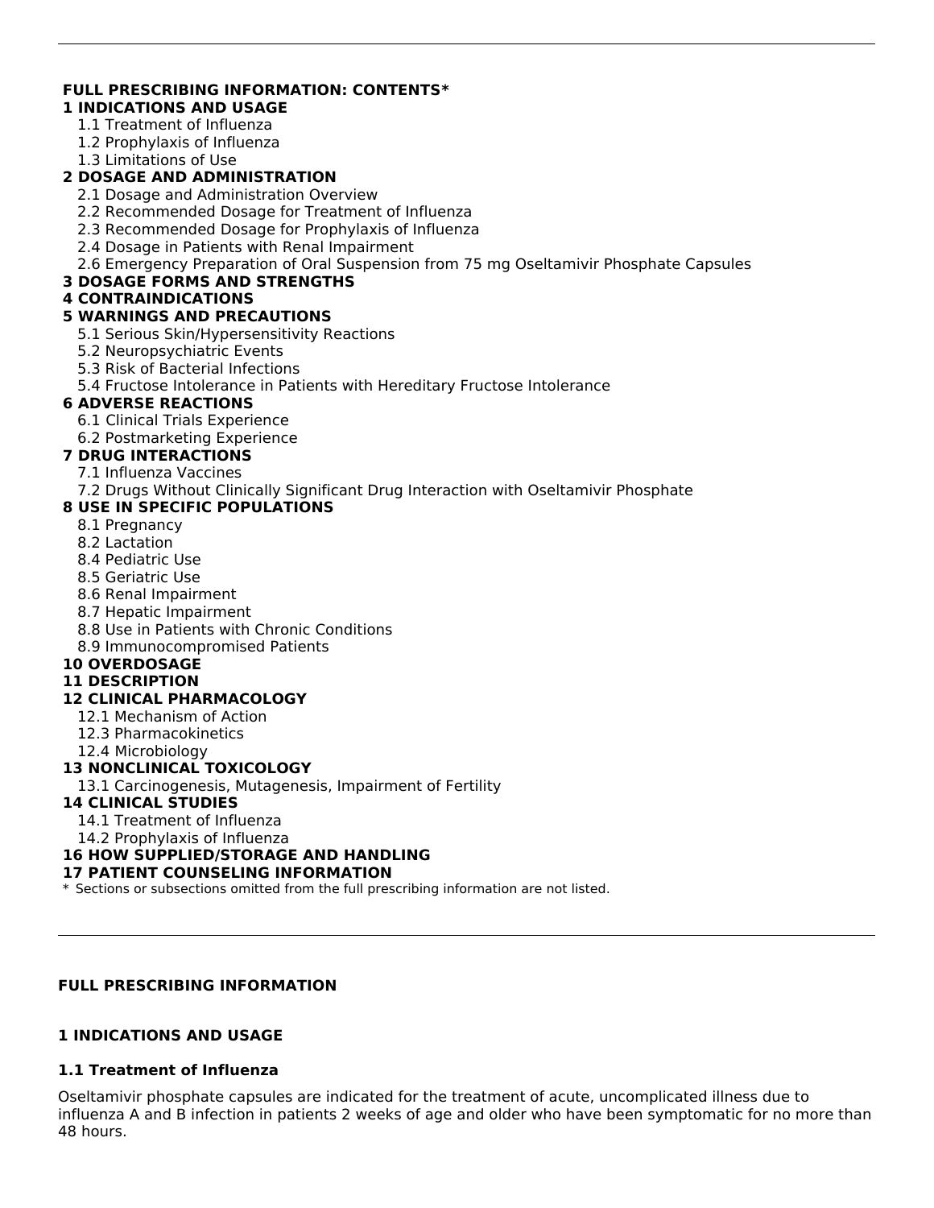**FULL PRESCRIBING INFORMATION: CONTENTS***

**1 INDICATIONS AND USAGE**
- 1.1 Treatment of Influenza
- 1.2 Prophylaxis of Influenza
- 1.3 Limitations of Use

**2 DOSAGE AND ADMINISTRATION**
- 2.1 Dosage and Administration Overview
- 2.2 Recommended Dosage for Treatment of Influenza
- 2.3 Recommended Dosage for Prophylaxis of Influenza
- 2.4 Dosage in Patients with Renal Impairment
- 2.6 Emergency Preparation of Oral Suspension from 75 mg Oseltamivir Phosphate Capsules

**3 DOSAGE FORMS AND STRENGTHS**

**4 CONTRAINDICATIONS**

**5 WARNINGS AND PRECAUTIONS**
- 5.1 Serious Skin/Hypersensitivity Reactions
- 5.2 Neuropsychiatric Events
- 5.3 Risk of Bacterial Infections
- 5.4 Fructose Intolerance in Patients with Hereditary Fructose Intolerance

**6 ADVERSE REACTIONS**
- 6.1 Clinical Trials Experience
- 6.2 Postmarketing Experience

**7 DRUG INTERACTIONS**
- 7.1 Influenza Vaccines
- 7.2 Drugs Without Clinically Significant Drug Interaction with Oseltamivir Phosphate

**8 USE IN SPECIFIC POPULATIONS**
- 8.1 Pregnancy
- 8.2 Lactation
- 8.4 Pediatric Use
- 8.5 Geriatric Use
- 8.6 Renal Impairment
- 8.7 Hepatic Impairment
- 8.8 Use in Patients with Chronic Conditions
- 8.9 Immunocompromised Patients

**10 OVERDOSAGE**

**11 DESCRIPTION**

**12 CLINICAL PHARMACOLOGY**
- 12.1 Mechanism of Action
- 12.3 Pharmacokinetics
- 12.4 Microbiology

**13 NONCLINICAL TOXICOLOGY**
- 13.1 Carcinogenesis, Mutagenesis, Impairment of Fertility

**14 CLINICAL STUDIES**
- 14.1 Treatment of Influenza
- 14.2 Prophylaxis of Influenza

**16 HOW SUPPLIED/STORAGE AND HANDLING**

**17 PATIENT COUNSELING INFORMATION**

\* Sections or subsections omitted from the full prescribing information are not listed.

---

## FULL PRESCRIBING INFORMATION

## 1 INDICATIONS AND USAGE

### 1.1 Treatment of Influenza

Oseltamivir phosphate capsules are indicated for the treatment of acute, uncomplicated illness due to influenza A and B infection in patients 2 weeks of age and older who have been symptomatic for no more than 48 hours.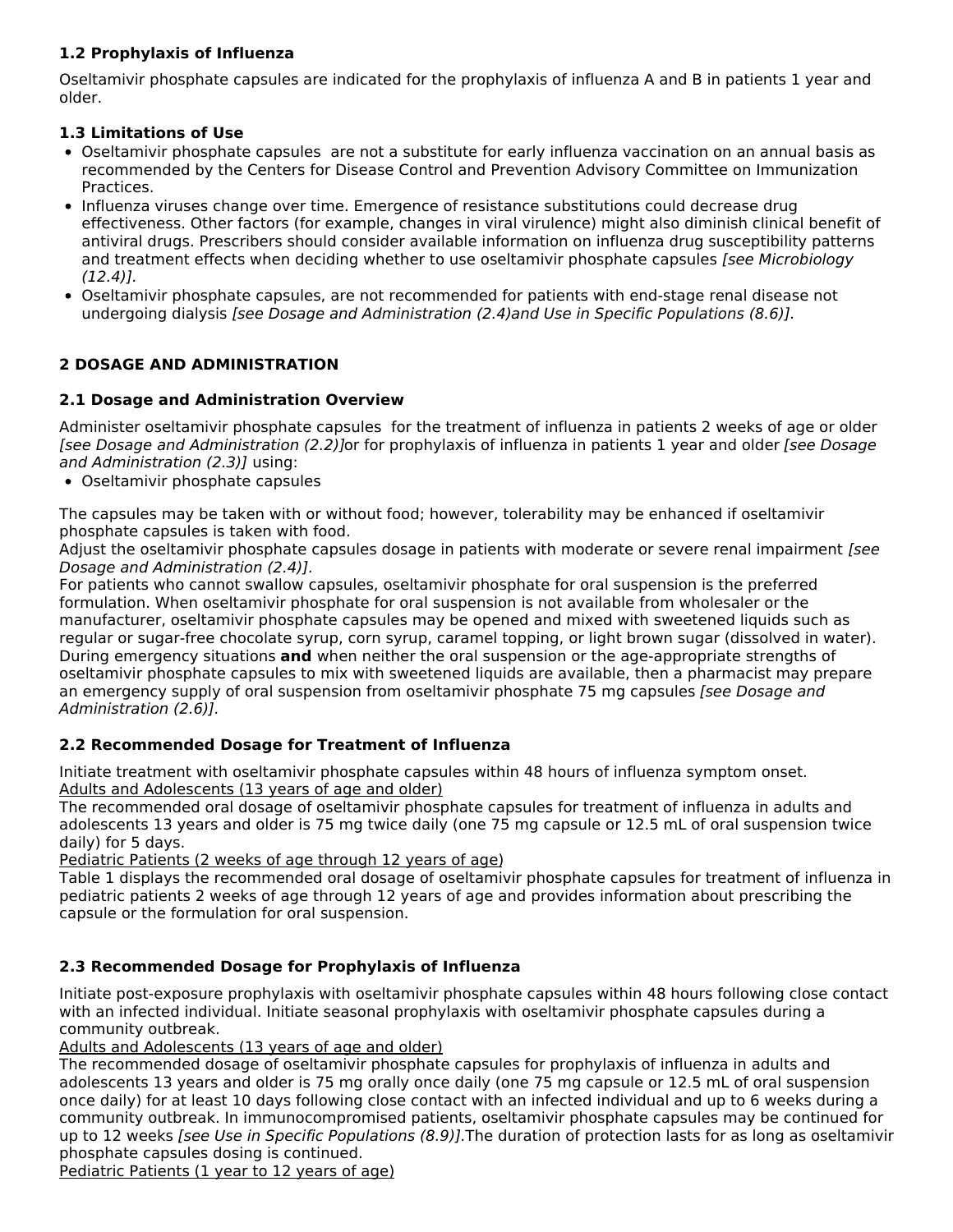### 1.2 Prophylaxis of Influenza

Oseltamivir phosphate capsules are indicated for the prophylaxis of influenza A and B in patients 1 year and older.

### 1.3 Limitations of Use

- Oseltamivir phosphate capsules are not a substitute for early influenza vaccination on an annual basis as recommended by the Centers for Disease Control and Prevention Advisory Committee on Immunization Practices.
- Influenza viruses change over time. Emergence of resistance substitutions could decrease drug effectiveness. Other factors (for example, changes in viral virulence) might also diminish clinical benefit of antiviral drugs. Prescribers should consider available information on influenza drug susceptibility patterns and treatment effects when deciding whether to use oseltamivir phosphate capsules *[see Microbiology (12.4)].*
- Oseltamivir phosphate capsules, are not recommended for patients with end-stage renal disease not undergoing dialysis *[see Dosage and Administration (2.4)and Use in Specific Populations (8.6)].*

## 2 DOSAGE AND ADMINISTRATION

### 2.1 Dosage and Administration Overview

Administer oseltamivir phosphate capsules for the treatment of influenza in patients 2 weeks of age or older *[see Dosage and Administration (2.2)]*or for prophylaxis of influenza in patients 1 year and older *[see Dosage and Administration (2.3)]* using:

- Oseltamivir phosphate capsules

The capsules may be taken with or without food; however, tolerability may be enhanced if oseltamivir phosphate capsules is taken with food.
Adjust the oseltamivir phosphate capsules dosage in patients with moderate or severe renal impairment *[see Dosage and Administration (2.4)].*
For patients who cannot swallow capsules, oseltamivir phosphate for oral suspension is the preferred formulation. When oseltamivir phosphate for oral suspension is not available from wholesaler or the manufacturer, oseltamivir phosphate capsules may be opened and mixed with sweetened liquids such as regular or sugar-free chocolate syrup, corn syrup, caramel topping, or light brown sugar (dissolved in water). During emergency situations **and** when neither the oral suspension or the age-appropriate strengths of oseltamivir phosphate capsules to mix with sweetened liquids are available, then a pharmacist may prepare an emergency supply of oral suspension from oseltamivir phosphate 75 mg capsules *[see Dosage and Administration (2.6)].*

### 2.2 Recommended Dosage for Treatment of Influenza

Initiate treatment with oseltamivir phosphate capsules within 48 hours of influenza symptom onset.
<u>Adults and Adolescents (13 years of age and older)</u>
The recommended oral dosage of oseltamivir phosphate capsules for treatment of influenza in adults and adolescents 13 years and older is 75 mg twice daily (one 75 mg capsule or 12.5 mL of oral suspension twice daily) for 5 days.
<u>Pediatric Patients (2 weeks of age through 12 years of age)</u>
Table 1 displays the recommended oral dosage of oseltamivir phosphate capsules for treatment of influenza in pediatric patients 2 weeks of age through 12 years of age and provides information about prescribing the capsule or the formulation for oral suspension.

### 2.3 Recommended Dosage for Prophylaxis of Influenza

Initiate post-exposure prophylaxis with oseltamivir phosphate capsules within 48 hours following close contact with an infected individual. Initiate seasonal prophylaxis with oseltamivir phosphate capsules during a community outbreak.
<u>Adults and Adolescents (13 years of age and older)</u>
The recommended dosage of oseltamivir phosphate capsules for prophylaxis of influenza in adults and adolescents 13 years and older is 75 mg orally once daily (one 75 mg capsule or 12.5 mL of oral suspension once daily) for at least 10 days following close contact with an infected individual and up to 6 weeks during a community outbreak. In immunocompromised patients, oseltamivir phosphate capsules may be continued for up to 12 weeks *[see Use in Specific Populations (8.9)].*The duration of protection lasts for as long as oseltamivir phosphate capsules dosing is continued.
<u>Pediatric Patients (1 year to 12 years of age)</u>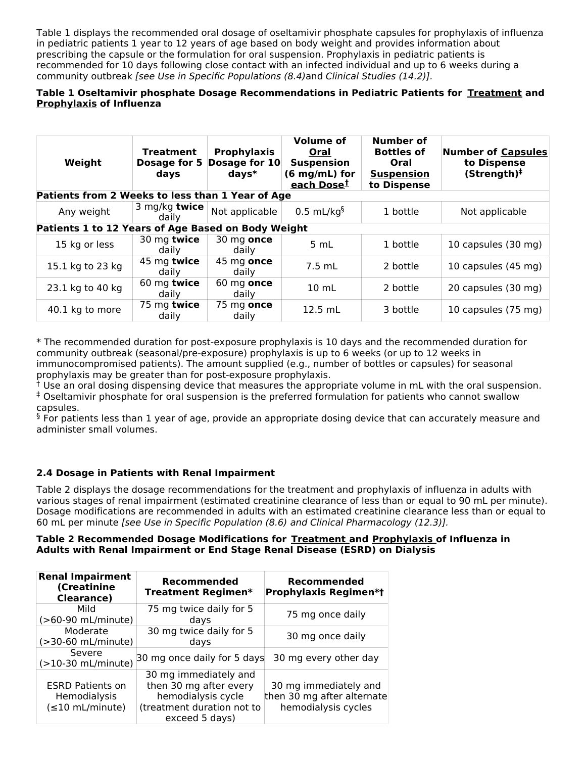Table 1 displays the recommended oral dosage of oseltamivir phosphate capsules for prophylaxis of influenza in pediatric patients 1 year to 12 years of age based on body weight and provides information about prescribing the capsule or the formulation for oral suspension. Prophylaxis in pediatric patients is recommended for 10 days following close contact with an infected individual and up to 6 weeks during a community outbreak *[see Use in Specific Populations (8.4)*and *Clinical Studies (14.2)].*

**Table 1 Oseltamivir phosphate Dosage Recommendations in Pediatric Patients for Treatment and Prophylaxis of Influenza**

| Weight | Treatment Dosage for 5 days | Prophylaxis Dosage for 10 days* | Volume of Oral Suspension (6 mg/mL) for each Dose† | Number of Bottles of Oral Suspension to Dispense | Number of Capsules to Dispense (Strength)‡ |
|---|---|---|---|---|---|
| **Patients from 2 Weeks to less than 1 Year of Age** | | | | | |
| Any weight | 3 mg/kg **twice** daily | Not applicable | 0.5 mL/kg§ | 1 bottle | Not applicable |
| **Patients 1 to 12 Years of Age Based on Body Weight** | | | | | |
| 15 kg or less | 30 mg **twice** daily | 30 mg **once** daily | 5 mL | 1 bottle | 10 capsules (30 mg) |
| 15.1 kg to 23 kg | 45 mg **twice** daily | 45 mg **once** daily | 7.5 mL | 2 bottle | 10 capsules (45 mg) |
| 23.1 kg to 40 kg | 60 mg **twice** daily | 60 mg **once** daily | 10 mL | 2 bottle | 20 capsules (30 mg) |
| 40.1 kg to more | 75 mg **twice** daily | 75 mg **once** daily | 12.5 mL | 3 bottle | 10 capsules (75 mg) |

* The recommended duration for post-exposure prophylaxis is 10 days and the recommended duration for community outbreak (seasonal/pre-exposure) prophylaxis is up to 6 weeks (or up to 12 weeks in immunocompromised patients). The amount supplied (e.g., number of bottles or capsules) for seasonal prophylaxis may be greater than for post-exposure prophylaxis.
† Use an oral dosing dispensing device that measures the appropriate volume in mL with the oral suspension.
‡ Oseltamivir phosphate for oral suspension is the preferred formulation for patients who cannot swallow capsules.
§ For patients less than 1 year of age, provide an appropriate dosing device that can accurately measure and administer small volumes.

### 2.4 Dosage in Patients with Renal Impairment

Table 2 displays the dosage recommendations for the treatment and prophylaxis of influenza in adults with various stages of renal impairment (estimated creatinine clearance of less than or equal to 90 mL per minute). Dosage modifications are recommended in adults with an estimated creatinine clearance less than or equal to 60 mL per minute *[see Use in Specific Population (8.6) and Clinical Pharmacology (12.3)].*

**Table 2 Recommended Dosage Modifications for Treatment and Prophylaxis of Influenza in Adults with Renal Impairment or End Stage Renal Disease (ESRD) on Dialysis**

| Renal Impairment (Creatinine Clearance) | Recommended Treatment Regimen* | Recommended Prophylaxis Regimen*† |
|---|---|---|
| Mild (>60-90 mL/minute) | 75 mg twice daily for 5 days | 75 mg once daily |
| Moderate (>30-60 mL/minute) | 30 mg twice daily for 5 days | 30 mg once daily |
| Severe (>10-30 mL/minute) | 30 mg once daily for 5 days | 30 mg every other day |
| ESRD Patients on Hemodialysis (≤10 mL/minute) | 30 mg immediately and then 30 mg after every hemodialysis cycle (treatment duration not to exceed 5 days) | 30 mg immediately and then 30 mg after alternate hemodialysis cycles |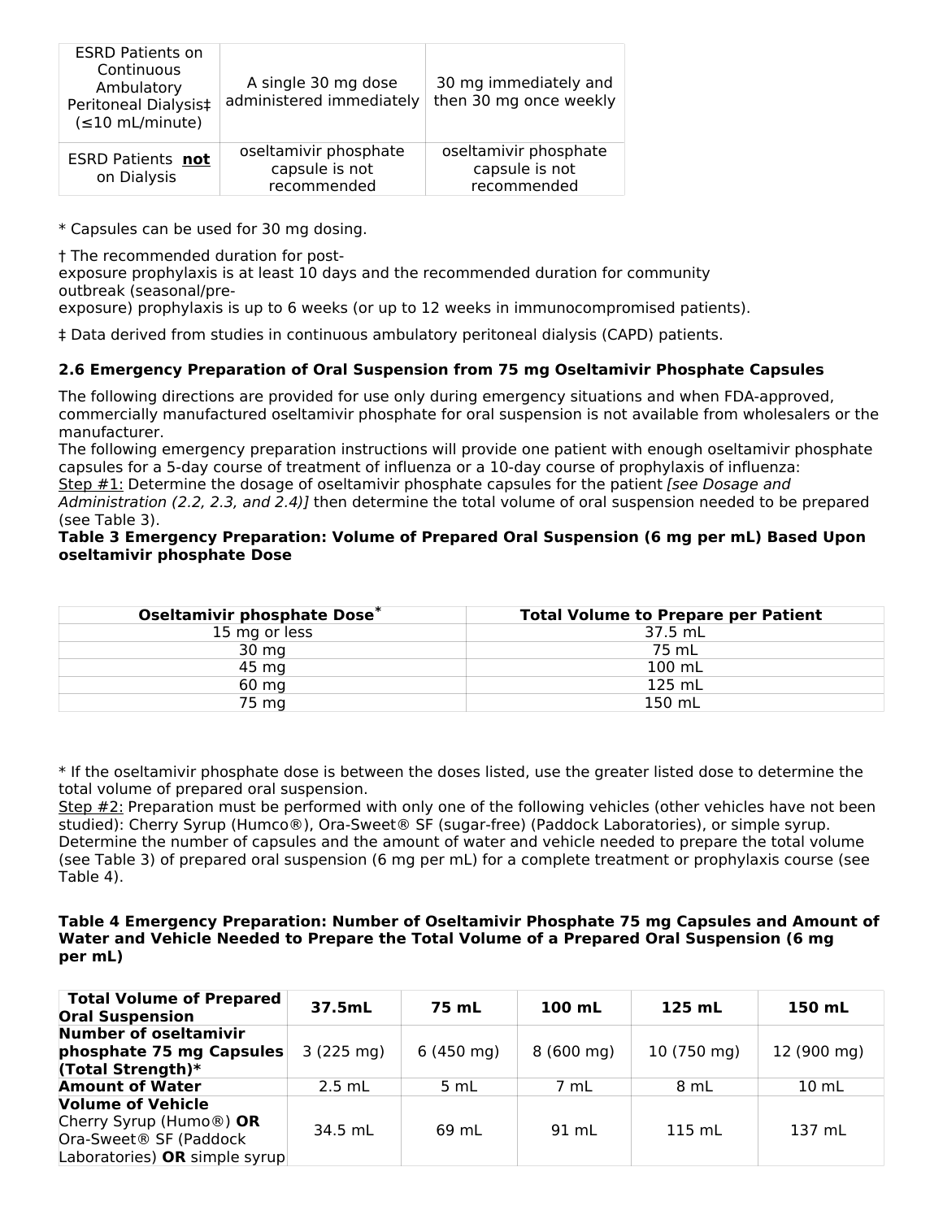| ESRD Patients on Continuous Ambulatory Peritoneal Dialysis‡ (≤10 mL/minute) | A single 30 mg dose administered immediately | 30 mg immediately and then 30 mg once weekly |
|---|---|---|
| ESRD Patients **not** on Dialysis | oseltamivir phosphate capsule is not recommended | oseltamivir phosphate capsule is not recommended |

* Capsules can be used for 30 mg dosing.

† The recommended duration for post-exposure prophylaxis is at least 10 days and the recommended duration for community outbreak (seasonal/pre-exposure) prophylaxis is up to 6 weeks (or up to 12 weeks in immunocompromised patients).

‡ Data derived from studies in continuous ambulatory peritoneal dialysis (CAPD) patients.

### 2.6 Emergency Preparation of Oral Suspension from 75 mg Oseltamivir Phosphate Capsules

The following directions are provided for use only during emergency situations and when FDA-approved, commercially manufactured oseltamivir phosphate for oral suspension is not available from wholesalers or the manufacturer.

The following emergency preparation instructions will provide one patient with enough oseltamivir phosphate capsules for a 5-day course of treatment of influenza or a 10-day course of prophylaxis of influenza:

Step #1: Determine the dosage of oseltamivir phosphate capsules for the patient *[see Dosage and Administration (2.2, 2.3, and 2.4)]* then determine the total volume of oral suspension needed to be prepared (see Table 3).

**Table 3 Emergency Preparation: Volume of Prepared Oral Suspension (6 mg per mL) Based Upon oseltamivir phosphate Dose**

| Oseltamivir phosphate Dose* | Total Volume to Prepare per Patient |
|---|---|
| 15 mg or less | 37.5 mL |
| 30 mg | 75 mL |
| 45 mg | 100 mL |
| 60 mg | 125 mL |
| 75 mg | 150 mL |

* If the oseltamivir phosphate dose is between the doses listed, use the greater listed dose to determine the total volume of prepared oral suspension.

Step #2: Preparation must be performed with only one of the following vehicles (other vehicles have not been studied): Cherry Syrup (Humco®), Ora-Sweet® SF (sugar-free) (Paddock Laboratories), or simple syrup. Determine the number of capsules and the amount of water and vehicle needed to prepare the total volume (see Table 3) of prepared oral suspension (6 mg per mL) for a complete treatment or prophylaxis course (see Table 4).

**Table 4 Emergency Preparation: Number of Oseltamivir Phosphate 75 mg Capsules and Amount of Water and Vehicle Needed to Prepare the Total Volume of a Prepared Oral Suspension (6 mg per mL)**

| **Total Volume of Prepared Oral Suspension** | **37.5mL** | **75 mL** | **100 mL** | **125 mL** | **150 mL** |
|---|---|---|---|---|---|
| **Number of oseltamivir phosphate 75 mg Capsules (Total Strength)*** | 3 (225 mg) | 6 (450 mg) | 8 (600 mg) | 10 (750 mg) | 12 (900 mg) |
| **Amount of Water** | 2.5 mL | 5 mL | 7 mL | 8 mL | 10 mL |
| **Volume of Vehicle** Cherry Syrup (Humo®) **OR** Ora-Sweet® SF (Paddock Laboratories) **OR** simple syrup | 34.5 mL | 69 mL | 91 mL | 115 mL | 137 mL |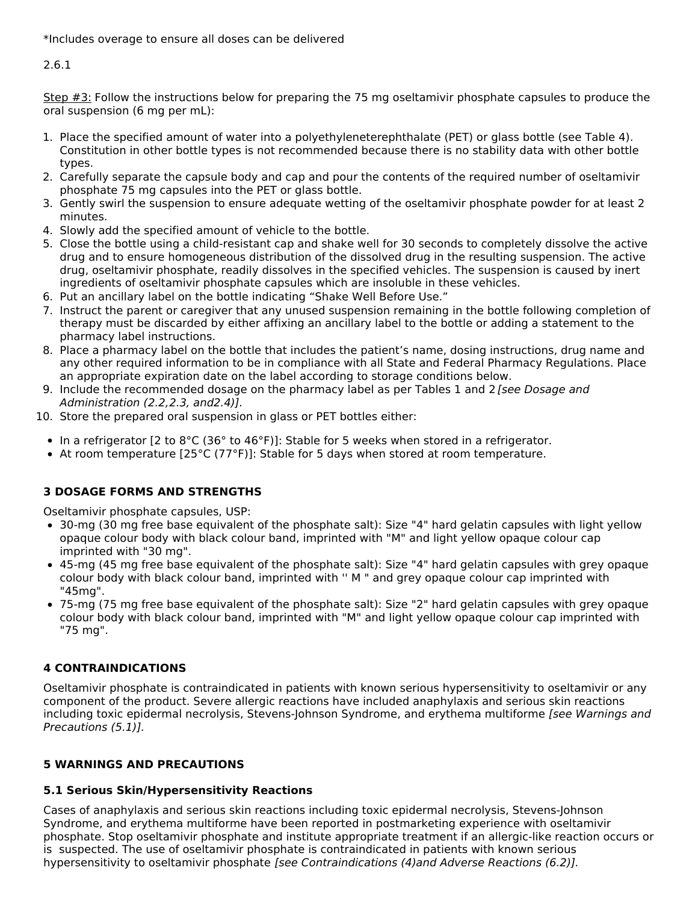*Includes overage to ensure all doses can be delivered

2.6.1

<u>Step #3:</u> Follow the instructions below for preparing the 75 mg oseltamivir phosphate capsules to produce the oral suspension (6 mg per mL):

1. Place the specified amount of water into a polyethyleneterephthalate (PET) or glass bottle (see Table 4). Constitution in other bottle types is not recommended because there is no stability data with other bottle types.
2. Carefully separate the capsule body and cap and pour the contents of the required number of oseltamivir phosphate 75 mg capsules into the PET or glass bottle.
3. Gently swirl the suspension to ensure adequate wetting of the oseltamivir phosphate powder for at least 2 minutes.
4. Slowly add the specified amount of vehicle to the bottle.
5. Close the bottle using a child-resistant cap and shake well for 30 seconds to completely dissolve the active drug and to ensure homogeneous distribution of the dissolved drug in the resulting suspension. The active drug, oseltamivir phosphate, readily dissolves in the specified vehicles. The suspension is caused by inert ingredients of oseltamivir phosphate capsules which are insoluble in these vehicles.
6. Put an ancillary label on the bottle indicating "Shake Well Before Use."
7. Instruct the parent or caregiver that any unused suspension remaining in the bottle following completion of therapy must be discarded by either affixing an ancillary label to the bottle or adding a statement to the pharmacy label instructions.
8. Place a pharmacy label on the bottle that includes the patient's name, dosing instructions, drug name and any other required information to be in compliance with all State and Federal Pharmacy Regulations. Place an appropriate expiration date on the label according to storage conditions below.
9. Include the recommended dosage on the pharmacy label as per Tables 1 and 2 *[see Dosage and Administration (2.2,2.3, and2.4)]*.
10. Store the prepared oral suspension in glass or PET bottles either:

- In a refrigerator [2 to 8°C (36° to 46°F)]: Stable for 5 weeks when stored in a refrigerator.
- At room temperature [25°C (77°F)]: Stable for 5 days when stored at room temperature.

## 3 DOSAGE FORMS AND STRENGTHS

Oseltamivir phosphate capsules, USP:

- 30-mg (30 mg free base equivalent of the phosphate salt): Size "4" hard gelatin capsules with light yellow opaque colour body with black colour band, imprinted with "M" and light yellow opaque colour cap imprinted with "30 mg".
- 45-mg (45 mg free base equivalent of the phosphate salt): Size "4" hard gelatin capsules with grey opaque colour body with black colour band, imprinted with '' M " and grey opaque colour cap imprinted with "45mg".
- 75-mg (75 mg free base equivalent of the phosphate salt): Size "2" hard gelatin capsules with grey opaque colour body with black colour band, imprinted with "M" and light yellow opaque colour cap imprinted with "75 mg".

## 4 CONTRAINDICATIONS

Oseltamivir phosphate is contraindicated in patients with known serious hypersensitivity to oseltamivir or any component of the product. Severe allergic reactions have included anaphylaxis and serious skin reactions including toxic epidermal necrolysis, Stevens-Johnson Syndrome, and erythema multiforme *[see Warnings and Precautions (5.1)].*

## 5 WARNINGS AND PRECAUTIONS

### 5.1 Serious Skin/Hypersensitivity Reactions

Cases of anaphylaxis and serious skin reactions including toxic epidermal necrolysis, Stevens-Johnson Syndrome, and erythema multiforme have been reported in postmarketing experience with oseltamivir phosphate. Stop oseltamivir phosphate and institute appropriate treatment if an allergic-like reaction occurs or is suspected. The use of oseltamivir phosphate is contraindicated in patients with known serious hypersensitivity to oseltamivir phosphate *[see Contraindications (4)and Adverse Reactions (6.2)].*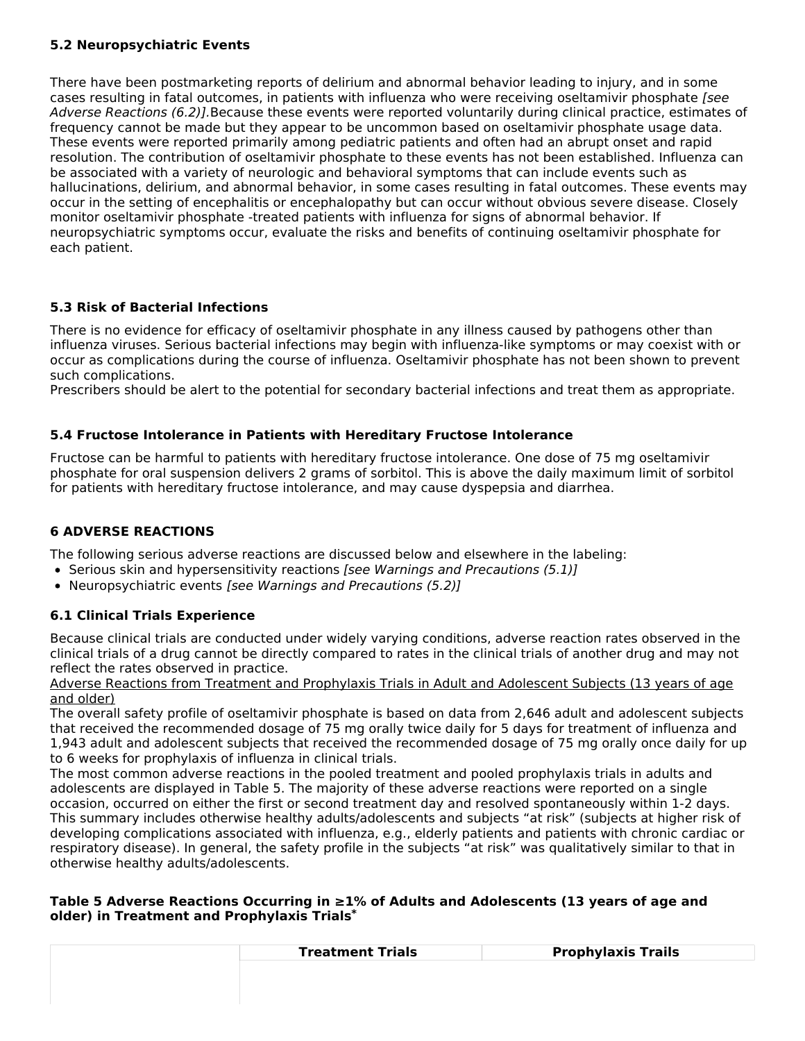### 5.2 Neuropsychiatric Events

There have been postmarketing reports of delirium and abnormal behavior leading to injury, and in some cases resulting in fatal outcomes, in patients with influenza who were receiving oseltamivir phosphate *[see Adverse Reactions (6.2)]*.Because these events were reported voluntarily during clinical practice, estimates of frequency cannot be made but they appear to be uncommon based on oseltamivir phosphate usage data. These events were reported primarily among pediatric patients and often had an abrupt onset and rapid resolution. The contribution of oseltamivir phosphate to these events has not been established. Influenza can be associated with a variety of neurologic and behavioral symptoms that can include events such as hallucinations, delirium, and abnormal behavior, in some cases resulting in fatal outcomes. These events may occur in the setting of encephalitis or encephalopathy but can occur without obvious severe disease. Closely monitor oseltamivir phosphate -treated patients with influenza for signs of abnormal behavior. If neuropsychiatric symptoms occur, evaluate the risks and benefits of continuing oseltamivir phosphate for each patient.

### 5.3 Risk of Bacterial Infections

There is no evidence for efficacy of oseltamivir phosphate in any illness caused by pathogens other than influenza viruses. Serious bacterial infections may begin with influenza-like symptoms or may coexist with or occur as complications during the course of influenza. Oseltamivir phosphate has not been shown to prevent such complications.
Prescribers should be alert to the potential for secondary bacterial infections and treat them as appropriate.

### 5.4 Fructose Intolerance in Patients with Hereditary Fructose Intolerance

Fructose can be harmful to patients with hereditary fructose intolerance. One dose of 75 mg oseltamivir phosphate for oral suspension delivers 2 grams of sorbitol. This is above the daily maximum limit of sorbitol for patients with hereditary fructose intolerance, and may cause dyspepsia and diarrhea.

## 6 ADVERSE REACTIONS

The following serious adverse reactions are discussed below and elsewhere in the labeling:

- Serious skin and hypersensitivity reactions *[see Warnings and Precautions (5.1)]*
- Neuropsychiatric events *[see Warnings and Precautions (5.2)]*

### 6.1 Clinical Trials Experience

Because clinical trials are conducted under widely varying conditions, adverse reaction rates observed in the clinical trials of a drug cannot be directly compared to rates in the clinical trials of another drug and may not reflect the rates observed in practice.

Adverse Reactions from Treatment and Prophylaxis Trials in Adult and Adolescent Subjects (13 years of age and older)

The overall safety profile of oseltamivir phosphate is based on data from 2,646 adult and adolescent subjects that received the recommended dosage of 75 mg orally twice daily for 5 days for treatment of influenza and 1,943 adult and adolescent subjects that received the recommended dosage of 75 mg orally once daily for up to 6 weeks for prophylaxis of influenza in clinical trials.

The most common adverse reactions in the pooled treatment and pooled prophylaxis trials in adults and adolescents are displayed in Table 5. The majority of these adverse reactions were reported on a single occasion, occurred on either the first or second treatment day and resolved spontaneously within 1-2 days. This summary includes otherwise healthy adults/adolescents and subjects "at risk" (subjects at higher risk of developing complications associated with influenza, e.g., elderly patients and patients with chronic cardiac or respiratory disease). In general, the safety profile in the subjects "at risk" was qualitatively similar to that in otherwise healthy adults/adolescents.

**Table 5 Adverse Reactions Occurring in ≥1% of Adults and Adolescents (13 years of age and older) in Treatment and Prophylaxis Trials***

| | Treatment Trials | Prophylaxis Trails |
|---|---|---|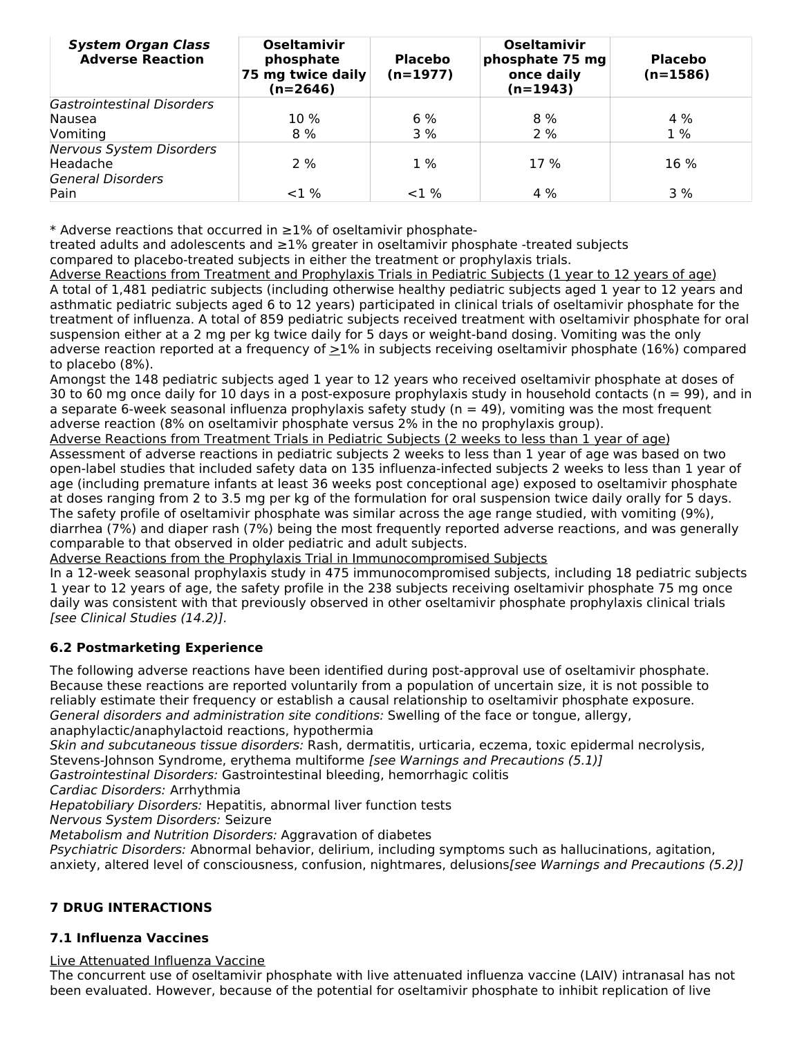| ***System Organ Class*** **Adverse Reaction** | **Oseltamivir phosphate 75 mg twice daily (n=2646)** | **Placebo (n=1977)** | **Oseltamivir phosphate 75 mg once daily (n=1943)** | **Placebo (n=1586)** |
|---|---|---|---|---|
| *Gastrointestinal Disorders* | | | | |
| Nausea | 10 % | 6 % | 8 % | 4 % |
| Vomiting | 8 % | 3 % | 2 % | 1 % |
| *Nervous System Disorders* | | | | |
| Headache | 2 % | 1 % | 17 % | 16 % |
| *General Disorders* | | | | |
| Pain | <1 % | <1 % | 4 % | 3 % |

* Adverse reactions that occurred in ≥1% of oseltamivir phosphate-treated adults and adolescents and ≥1% greater in oseltamivir phosphate -treated subjects compared to placebo-treated subjects in either the treatment or prophylaxis trials.

Adverse Reactions from Treatment and Prophylaxis Trials in Pediatric Subjects (1 year to 12 years of age)

A total of 1,481 pediatric subjects (including otherwise healthy pediatric subjects aged 1 year to 12 years and asthmatic pediatric subjects aged 6 to 12 years) participated in clinical trials of oseltamivir phosphate for the treatment of influenza. A total of 859 pediatric subjects received treatment with oseltamivir phosphate for oral suspension either at a 2 mg per kg twice daily for 5 days or weight-band dosing. Vomiting was the only adverse reaction reported at a frequency of ≥1% in subjects receiving oseltamivir phosphate (16%) compared to placebo (8%).

Amongst the 148 pediatric subjects aged 1 year to 12 years who received oseltamivir phosphate at doses of 30 to 60 mg once daily for 10 days in a post-exposure prophylaxis study in household contacts (n = 99), and in a separate 6-week seasonal influenza prophylaxis safety study (n = 49), vomiting was the most frequent adverse reaction (8% on oseltamivir phosphate versus 2% in the no prophylaxis group).

Adverse Reactions from Treatment Trials in Pediatric Subjects (2 weeks to less than 1 year of age)

Assessment of adverse reactions in pediatric subjects 2 weeks to less than 1 year of age was based on two open-label studies that included safety data on 135 influenza-infected subjects 2 weeks to less than 1 year of age (including premature infants at least 36 weeks post conceptional age) exposed to oseltamivir phosphate at doses ranging from 2 to 3.5 mg per kg of the formulation for oral suspension twice daily orally for 5 days. The safety profile of oseltamivir phosphate was similar across the age range studied, with vomiting (9%), diarrhea (7%) and diaper rash (7%) being the most frequently reported adverse reactions, and was generally comparable to that observed in older pediatric and adult subjects.

Adverse Reactions from the Prophylaxis Trial in Immunocompromised Subjects

In a 12-week seasonal prophylaxis study in 475 immunocompromised subjects, including 18 pediatric subjects 1 year to 12 years of age, the safety profile in the 238 subjects receiving oseltamivir phosphate 75 mg once daily was consistent with that previously observed in other oseltamivir phosphate prophylaxis clinical trials *[see Clinical Studies (14.2)].*

### 6.2 Postmarketing Experience

The following adverse reactions have been identified during post-approval use of oseltamivir phosphate. Because these reactions are reported voluntarily from a population of uncertain size, it is not possible to reliably estimate their frequency or establish a causal relationship to oseltamivir phosphate exposure.

*General disorders and administration site conditions:* Swelling of the face or tongue, allergy, anaphylactic/anaphylactoid reactions, hypothermia

*Skin and subcutaneous tissue disorders:* Rash, dermatitis, urticaria, eczema, toxic epidermal necrolysis, Stevens-Johnson Syndrome, erythema multiforme *[see Warnings and Precautions (5.1)]*

*Gastrointestinal Disorders:* Gastrointestinal bleeding, hemorrhagic colitis

*Cardiac Disorders:* Arrhythmia

*Hepatobiliary Disorders:* Hepatitis, abnormal liver function tests

*Nervous System Disorders:* Seizure

*Metabolism and Nutrition Disorders:* Aggravation of diabetes

*Psychiatric Disorders:* Abnormal behavior, delirium, including symptoms such as hallucinations, agitation, anxiety, altered level of consciousness, confusion, nightmares, delusions*[see Warnings and Precautions (5.2)]*

## 7 DRUG INTERACTIONS

### 7.1 Influenza Vaccines

Live Attenuated Influenza Vaccine

The concurrent use of oseltamivir phosphate with live attenuated influenza vaccine (LAIV) intranasal has not been evaluated. However, because of the potential for oseltamivir phosphate to inhibit replication of live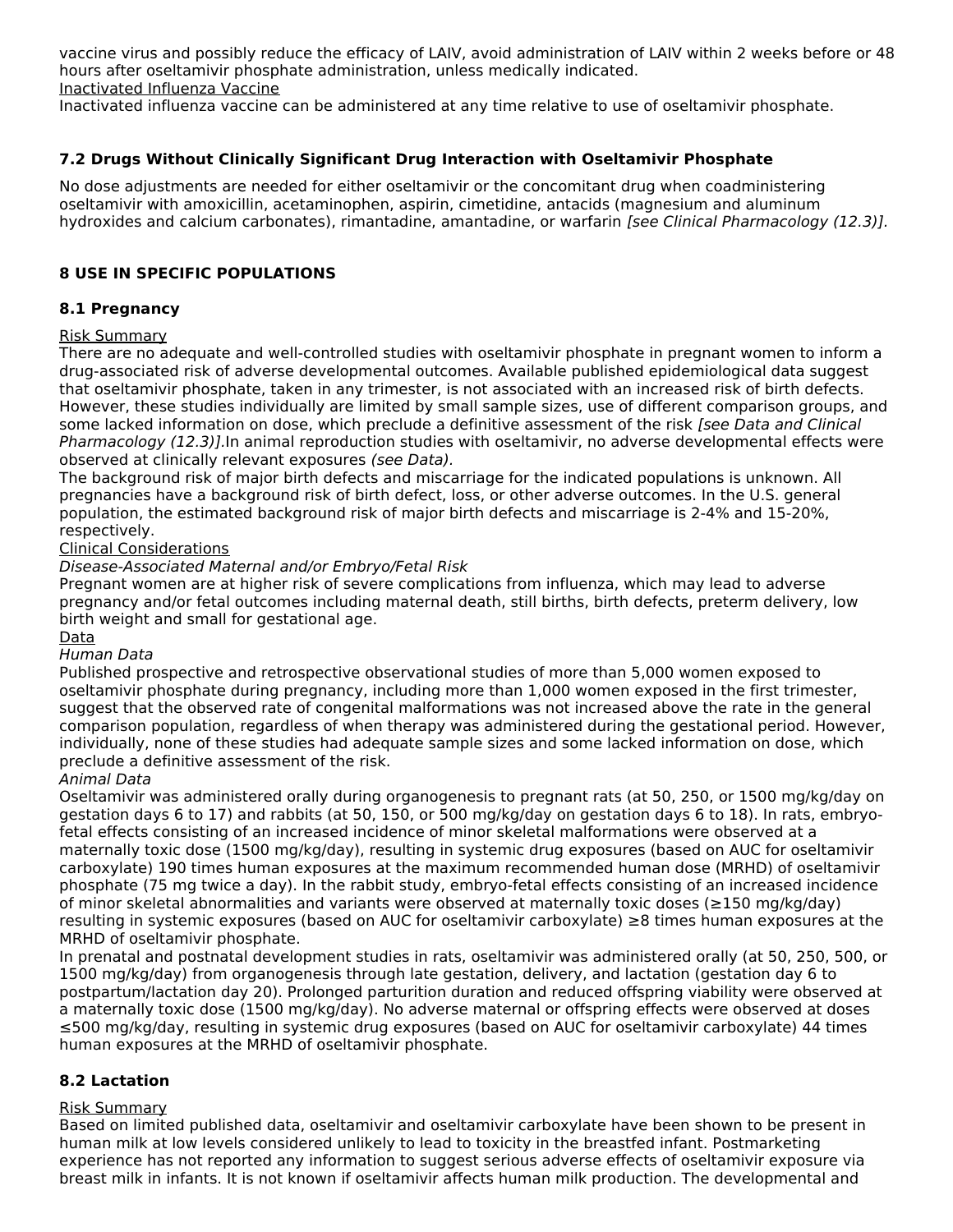vaccine virus and possibly reduce the efficacy of LAIV, avoid administration of LAIV within 2 weeks before or 48 hours after oseltamivir phosphate administration, unless medically indicated.

Inactivated Influenza Vaccine

Inactivated influenza vaccine can be administered at any time relative to use of oseltamivir phosphate.

### 7.2 Drugs Without Clinically Significant Drug Interaction with Oseltamivir Phosphate

No dose adjustments are needed for either oseltamivir or the concomitant drug when coadministering oseltamivir with amoxicillin, acetaminophen, aspirin, cimetidine, antacids (magnesium and aluminum hydroxides and calcium carbonates), rimantadine, amantadine, or warfarin *[see Clinical Pharmacology (12.3)]*.

## 8 USE IN SPECIFIC POPULATIONS

### 8.1 Pregnancy

Risk Summary

There are no adequate and well-controlled studies with oseltamivir phosphate in pregnant women to inform a drug-associated risk of adverse developmental outcomes. Available published epidemiological data suggest that oseltamivir phosphate, taken in any trimester, is not associated with an increased risk of birth defects. However, these studies individually are limited by small sample sizes, use of different comparison groups, and some lacked information on dose, which preclude a definitive assessment of the risk *[see Data and Clinical Pharmacology (12.3)]*.In animal reproduction studies with oseltamivir, no adverse developmental effects were observed at clinically relevant exposures *(see Data)*.

The background risk of major birth defects and miscarriage for the indicated populations is unknown. All pregnancies have a background risk of birth defect, loss, or other adverse outcomes. In the U.S. general population, the estimated background risk of major birth defects and miscarriage is 2-4% and 15-20%, respectively.

Clinical Considerations

*Disease-Associated Maternal and/or Embryo/Fetal Risk*

Pregnant women are at higher risk of severe complications from influenza, which may lead to adverse pregnancy and/or fetal outcomes including maternal death, still births, birth defects, preterm delivery, low birth weight and small for gestational age.

Data

*Human Data*

Published prospective and retrospective observational studies of more than 5,000 women exposed to oseltamivir phosphate during pregnancy, including more than 1,000 women exposed in the first trimester, suggest that the observed rate of congenital malformations was not increased above the rate in the general comparison population, regardless of when therapy was administered during the gestational period. However, individually, none of these studies had adequate sample sizes and some lacked information on dose, which preclude a definitive assessment of the risk.

*Animal Data*

Oseltamivir was administered orally during organogenesis to pregnant rats (at 50, 250, or 1500 mg/kg/day on gestation days 6 to 17) and rabbits (at 50, 150, or 500 mg/kg/day on gestation days 6 to 18). In rats, embryo-fetal effects consisting of an increased incidence of minor skeletal malformations were observed at a maternally toxic dose (1500 mg/kg/day), resulting in systemic drug exposures (based on AUC for oseltamivir carboxylate) 190 times human exposures at the maximum recommended human dose (MRHD) of oseltamivir phosphate (75 mg twice a day). In the rabbit study, embryo-fetal effects consisting of an increased incidence of minor skeletal abnormalities and variants were observed at maternally toxic doses (≥150 mg/kg/day) resulting in systemic exposures (based on AUC for oseltamivir carboxylate) ≥8 times human exposures at the MRHD of oseltamivir phosphate.

In prenatal and postnatal development studies in rats, oseltamivir was administered orally (at 50, 250, 500, or 1500 mg/kg/day) from organogenesis through late gestation, delivery, and lactation (gestation day 6 to postpartum/lactation day 20). Prolonged parturition duration and reduced offspring viability were observed at a maternally toxic dose (1500 mg/kg/day). No adverse maternal or offspring effects were observed at doses ≤500 mg/kg/day, resulting in systemic drug exposures (based on AUC for oseltamivir carboxylate) 44 times human exposures at the MRHD of oseltamivir phosphate.

### 8.2 Lactation

Risk Summary

Based on limited published data, oseltamivir and oseltamivir carboxylate have been shown to be present in human milk at low levels considered unlikely to lead to toxicity in the breastfed infant. Postmarketing experience has not reported any information to suggest serious adverse effects of oseltamivir exposure via breast milk in infants. It is not known if oseltamivir affects human milk production. The developmental and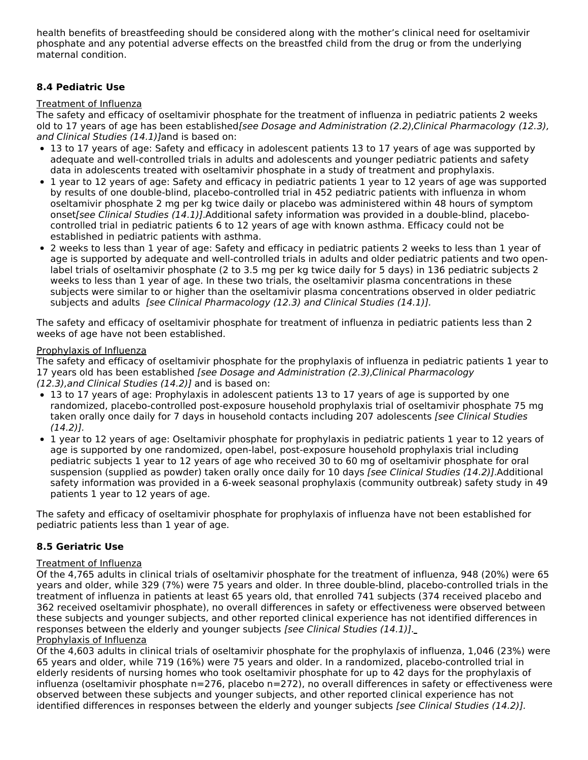health benefits of breastfeeding should be considered along with the mother's clinical need for oseltamivir phosphate and any potential adverse effects on the breastfed child from the drug or from the underlying maternal condition.

### 8.4 Pediatric Use

Treatment of Influenza

The safety and efficacy of oseltamivir phosphate for the treatment of influenza in pediatric patients 2 weeks old to 17 years of age has been established *[see Dosage and Administration (2.2), Clinical Pharmacology (12.3), and Clinical Studies (14.1)]* and is based on:

- 13 to 17 years of age: Safety and efficacy in adolescent patients 13 to 17 years of age was supported by adequate and well-controlled trials in adults and adolescents and younger pediatric patients and safety data in adolescents treated with oseltamivir phosphate in a study of treatment and prophylaxis.
- 1 year to 12 years of age: Safety and efficacy in pediatric patients 1 year to 12 years of age was supported by results of one double-blind, placebo-controlled trial in 452 pediatric patients with influenza in whom oseltamivir phosphate 2 mg per kg twice daily or placebo was administered within 48 hours of symptom onset *[see Clinical Studies (14.1)]*. Additional safety information was provided in a double-blind, placebo-controlled trial in pediatric patients 6 to 12 years of age with known asthma. Efficacy could not be established in pediatric patients with asthma.
- 2 weeks to less than 1 year of age: Safety and efficacy in pediatric patients 2 weeks to less than 1 year of age is supported by adequate and well-controlled trials in adults and older pediatric patients and two open-label trials of oseltamivir phosphate (2 to 3.5 mg per kg twice daily for 5 days) in 136 pediatric subjects 2 weeks to less than 1 year of age. In these two trials, the oseltamivir plasma concentrations in these subjects were similar to or higher than the oseltamivir plasma concentrations observed in older pediatric subjects and adults *[see Clinical Pharmacology (12.3) and Clinical Studies (14.1)].*

The safety and efficacy of oseltamivir phosphate for treatment of influenza in pediatric patients less than 2 weeks of age have not been established.

Prophylaxis of Influenza

The safety and efficacy of oseltamivir phosphate for the prophylaxis of influenza in pediatric patients 1 year to 17 years old has been established *[see Dosage and Administration (2.3), Clinical Pharmacology (12.3), and Clinical Studies (14.2)]* and is based on:

- 13 to 17 years of age: Prophylaxis in adolescent patients 13 to 17 years of age is supported by one randomized, placebo-controlled post-exposure household prophylaxis trial of oseltamivir phosphate 75 mg taken orally once daily for 7 days in household contacts including 207 adolescents *[see Clinical Studies (14.2)].*
- 1 year to 12 years of age: Oseltamivir phosphate for prophylaxis in pediatric patients 1 year to 12 years of age is supported by one randomized, open-label, post-exposure household prophylaxis trial including pediatric subjects 1 year to 12 years of age who received 30 to 60 mg of oseltamivir phosphate for oral suspension (supplied as powder) taken orally once daily for 10 days *[see Clinical Studies (14.2)]*. Additional safety information was provided in a 6-week seasonal prophylaxis (community outbreak) safety study in 49 patients 1 year to 12 years of age.

The safety and efficacy of oseltamivir phosphate for prophylaxis of influenza have not been established for pediatric patients less than 1 year of age.

### 8.5 Geriatric Use

Treatment of Influenza

Of the 4,765 adults in clinical trials of oseltamivir phosphate for the treatment of influenza, 948 (20%) were 65 years and older, while 329 (7%) were 75 years and older. In three double-blind, placebo-controlled trials in the treatment of influenza in patients at least 65 years old, that enrolled 741 subjects (374 received placebo and 362 received oseltamivir phosphate), no overall differences in safety or effectiveness were observed between these subjects and younger subjects, and other reported clinical experience has not identified differences in responses between the elderly and younger subjects *[see Clinical Studies (14.1)].*

Prophylaxis of Influenza

Of the 4,603 adults in clinical trials of oseltamivir phosphate for the prophylaxis of influenza, 1,046 (23%) were 65 years and older, while 719 (16%) were 75 years and older. In a randomized, placebo-controlled trial in elderly residents of nursing homes who took oseltamivir phosphate for up to 42 days for the prophylaxis of influenza (oseltamivir phosphate n=276, placebo n=272), no overall differences in safety or effectiveness were observed between these subjects and younger subjects, and other reported clinical experience has not identified differences in responses between the elderly and younger subjects *[see Clinical Studies (14.2)].*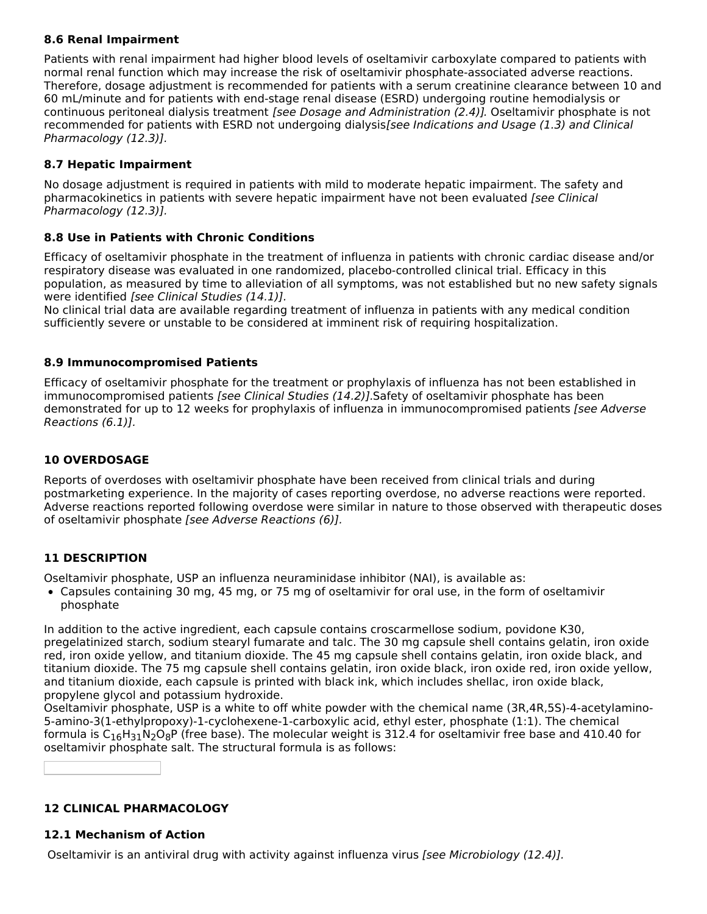### 8.6 Renal Impairment

Patients with renal impairment had higher blood levels of oseltamivir carboxylate compared to patients with normal renal function which may increase the risk of oseltamivir phosphate-associated adverse reactions. Therefore, dosage adjustment is recommended for patients with a serum creatinine clearance between 10 and 60 mL/minute and for patients with end-stage renal disease (ESRD) undergoing routine hemodialysis or continuous peritoneal dialysis treatment *[see Dosage and Administration (2.4)]*. Oseltamivir phosphate is not recommended for patients with ESRD not undergoing dialysis*[see Indications and Usage (1.3) and Clinical Pharmacology (12.3)].*

### 8.7 Hepatic Impairment

No dosage adjustment is required in patients with mild to moderate hepatic impairment. The safety and pharmacokinetics in patients with severe hepatic impairment have not been evaluated *[see Clinical Pharmacology (12.3)].*

### 8.8 Use in Patients with Chronic Conditions

Efficacy of oseltamivir phosphate in the treatment of influenza in patients with chronic cardiac disease and/or respiratory disease was evaluated in one randomized, placebo-controlled clinical trial. Efficacy in this population, as measured by time to alleviation of all symptoms, was not established but no new safety signals were identified *[see Clinical Studies (14.1)]*.
No clinical trial data are available regarding treatment of influenza in patients with any medical condition sufficiently severe or unstable to be considered at imminent risk of requiring hospitalization.

### 8.9 Immunocompromised Patients

Efficacy of oseltamivir phosphate for the treatment or prophylaxis of influenza has not been established in immunocompromised patients *[see Clinical Studies (14.2)]*.Safety of oseltamivir phosphate has been demonstrated for up to 12 weeks for prophylaxis of influenza in immunocompromised patients *[see Adverse Reactions (6.1)].*

## 10 OVERDOSAGE

Reports of overdoses with oseltamivir phosphate have been received from clinical trials and during postmarketing experience. In the majority of cases reporting overdose, no adverse reactions were reported. Adverse reactions reported following overdose were similar in nature to those observed with therapeutic doses of oseltamivir phosphate *[see Adverse Reactions (6)].*

## 11 DESCRIPTION

Oseltamivir phosphate, USP an influenza neuraminidase inhibitor (NAI), is available as:

- Capsules containing 30 mg, 45 mg, or 75 mg of oseltamivir for oral use, in the form of oseltamivir phosphate

In addition to the active ingredient, each capsule contains croscarmellose sodium, povidone K30, pregelatinized starch, sodium stearyl fumarate and talc. The 30 mg capsule shell contains gelatin, iron oxide red, iron oxide yellow, and titanium dioxide. The 45 mg capsule shell contains gelatin, iron oxide black, and titanium dioxide. The 75 mg capsule shell contains gelatin, iron oxide black, iron oxide red, iron oxide yellow, and titanium dioxide, each capsule is printed with black ink, which includes shellac, iron oxide black, propylene glycol and potassium hydroxide.
Oseltamivir phosphate, USP is a white to off white powder with the chemical name (3R,4R,5S)-4-acetylamino-5-amino-3(1-ethylpropoxy)-1-cyclohexene-1-carboxylic acid, ethyl ester, phosphate (1:1). The chemical formula is $C_{16}H_{31}N_2O_8P$ (free base). The molecular weight is 312.4 for oseltamivir free base and 410.40 for oseltamivir phosphate salt. The structural formula is as follows:

## 12 CLINICAL PHARMACOLOGY

### 12.1 Mechanism of Action

Oseltamivir is an antiviral drug with activity against influenza virus *[see Microbiology (12.4)].*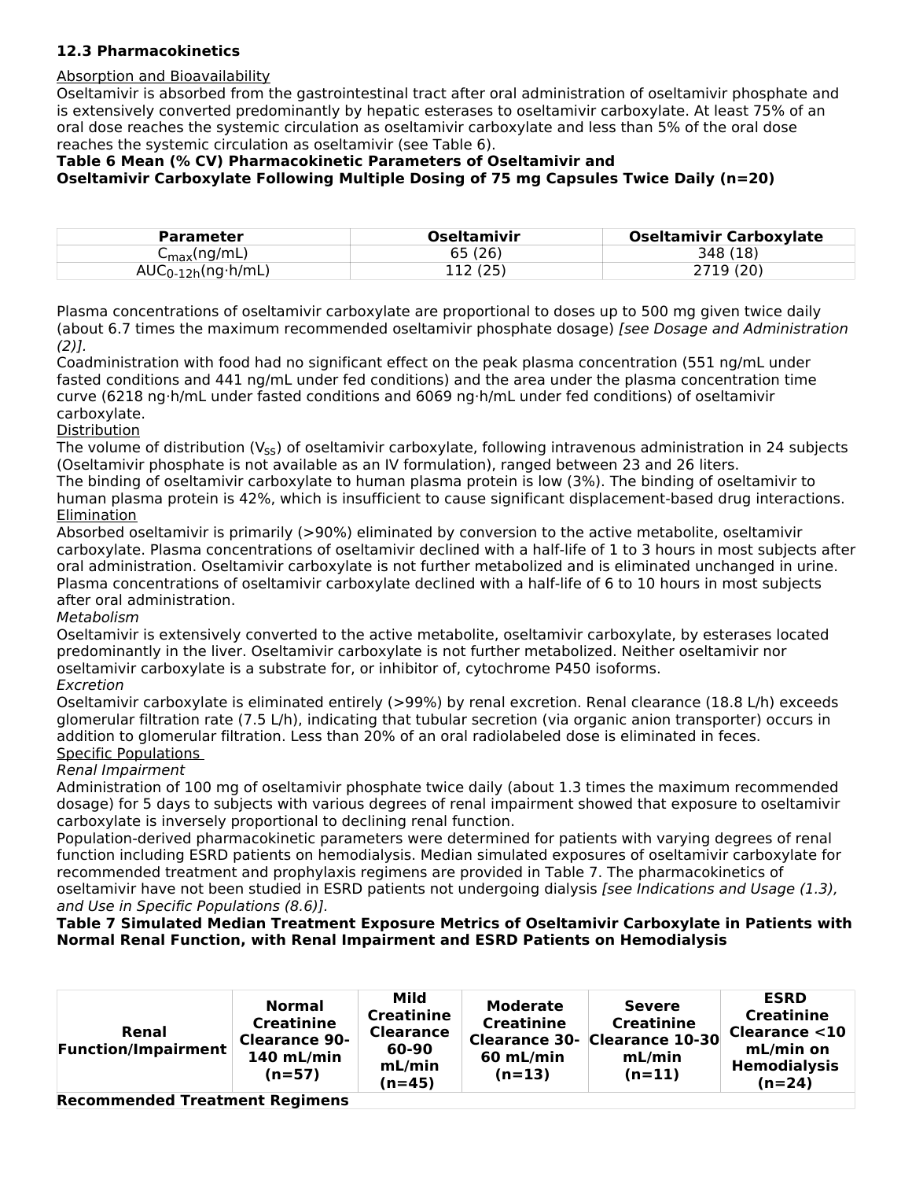### 12.3 Pharmacokinetics

Absorption and Bioavailability

Oseltamivir is absorbed from the gastrointestinal tract after oral administration of oseltamivir phosphate and is extensively converted predominantly by hepatic esterases to oseltamivir carboxylate. At least 75% of an oral dose reaches the systemic circulation as oseltamivir carboxylate and less than 5% of the oral dose reaches the systemic circulation as oseltamivir (see Table 6).

**Table 6 Mean (% CV) Pharmacokinetic Parameters of Oseltamivir and Oseltamivir Carboxylate Following Multiple Dosing of 75 mg Capsules Twice Daily (n=20)**

| Parameter | Oseltamivir | Oseltamivir Carboxylate |
|---|---|---|
| $C_{max}$(ng/mL) | 65 (26) | 348 (18) |
| $AUC_{0\text{-}12h}$(ng·h/mL) | 112 (25) | 2719 (20) |

Plasma concentrations of oseltamivir carboxylate are proportional to doses up to 500 mg given twice daily (about 6.7 times the maximum recommended oseltamivir phosphate dosage) *[see Dosage and Administration (2)]*.

Coadministration with food had no significant effect on the peak plasma concentration (551 ng/mL under fasted conditions and 441 ng/mL under fed conditions) and the area under the plasma concentration time curve (6218 ng·h/mL under fasted conditions and 6069 ng·h/mL under fed conditions) of oseltamivir carboxylate.

Distribution

The volume of distribution ($V_{ss}$) of oseltamivir carboxylate, following intravenous administration in 24 subjects (Oseltamivir phosphate is not available as an IV formulation), ranged between 23 and 26 liters.

The binding of oseltamivir carboxylate to human plasma protein is low (3%). The binding of oseltamivir to human plasma protein is 42%, which is insufficient to cause significant displacement-based drug interactions.

Elimination

Absorbed oseltamivir is primarily (>90%) eliminated by conversion to the active metabolite, oseltamivir carboxylate. Plasma concentrations of oseltamivir declined with a half-life of 1 to 3 hours in most subjects after oral administration. Oseltamivir carboxylate is not further metabolized and is eliminated unchanged in urine. Plasma concentrations of oseltamivir carboxylate declined with a half-life of 6 to 10 hours in most subjects after oral administration.

*Metabolism*

Oseltamivir is extensively converted to the active metabolite, oseltamivir carboxylate, by esterases located predominantly in the liver. Oseltamivir carboxylate is not further metabolized. Neither oseltamivir nor oseltamivir carboxylate is a substrate for, or inhibitor of, cytochrome P450 isoforms.

*Excretion*

Oseltamivir carboxylate is eliminated entirely (>99%) by renal excretion. Renal clearance (18.8 L/h) exceeds glomerular filtration rate (7.5 L/h), indicating that tubular secretion (via organic anion transporter) occurs in addition to glomerular filtration. Less than 20% of an oral radiolabeled dose is eliminated in feces.

Specific Populations

*Renal Impairment*

Administration of 100 mg of oseltamivir phosphate twice daily (about 1.3 times the maximum recommended dosage) for 5 days to subjects with various degrees of renal impairment showed that exposure to oseltamivir carboxylate is inversely proportional to declining renal function.

Population-derived pharmacokinetic parameters were determined for patients with varying degrees of renal function including ESRD patients on hemodialysis. Median simulated exposures of oseltamivir carboxylate for recommended treatment and prophylaxis regimens are provided in Table 7. The pharmacokinetics of oseltamivir have not been studied in ESRD patients not undergoing dialysis *[see Indications and Usage (1.3), and Use in Specific Populations (8.6)]*.

**Table 7 Simulated Median Treatment Exposure Metrics of Oseltamivir Carboxylate in Patients with Normal Renal Function, with Renal Impairment and ESRD Patients on Hemodialysis**

| Renal Function/Impairment | Normal Creatinine Clearance 90-140 mL/min (n=57) | Mild Creatinine Clearance 60-90 mL/min (n=45) | Moderate Creatinine Clearance 30-60 mL/min (n=13) | Severe Creatinine Clearance 10-30 mL/min (n=11) | ESRD Creatinine Clearance <10 mL/min on Hemodialysis (n=24) |
|---|---|---|---|---|---|
| **Recommended Treatment Regimens** | | | | | |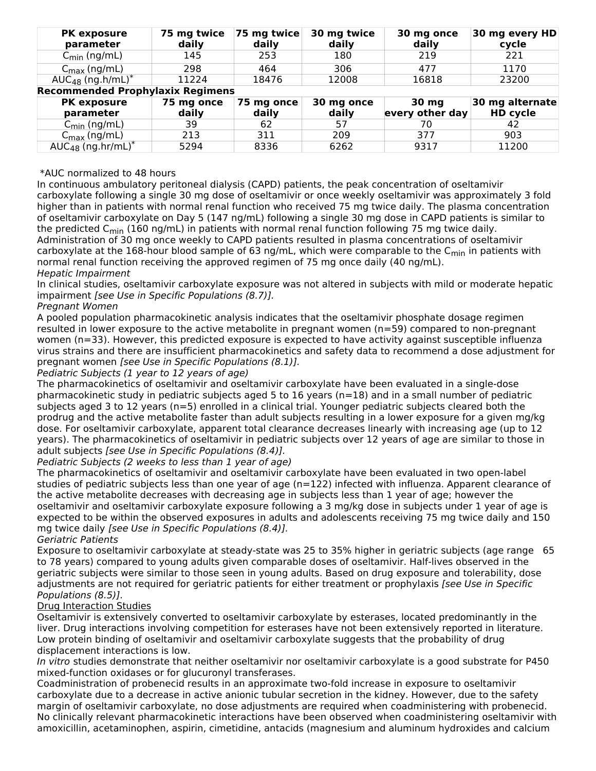| PK exposure parameter | 75 mg twice daily | 75 mg twice daily | 30 mg twice daily | 30 mg once daily | 30 mg every HD cycle |
|---|---|---|---|---|---|
| $C_{min}$ (ng/mL) | 145 | 253 | 180 | 219 | 221 |
| $C_{max}$ (ng/mL) | 298 | 464 | 306 | 477 | 1170 |
| $AUC_{48}$ (ng.h/mL)* | 11224 | 18476 | 12008 | 16818 | 23200 |
| **Recommended Prophylaxis Regimens** | | | | | |
| **PK exposure parameter** | **75 mg once daily** | **75 mg once daily** | **30 mg once daily** | **30 mg every other day** | **30 mg alternate HD cycle** |
| $C_{min}$ (ng/mL) | 39 | 62 | 57 | 70 | 42 |
| $C_{max}$ (ng/mL) | 213 | 311 | 209 | 377 | 903 |
| $AUC_{48}$ (ng.hr/mL)* | 5294 | 8336 | 6262 | 9317 | 11200 |

*AUC normalized to 48 hours

In continuous ambulatory peritoneal dialysis (CAPD) patients, the peak concentration of oseltamivir carboxylate following a single 30 mg dose of oseltamivir or once weekly oseltamivir was approximately 3 fold higher than in patients with normal renal function who received 75 mg twice daily. The plasma concentration of oseltamivir carboxylate on Day 5 (147 ng/mL) following a single 30 mg dose in CAPD patients is similar to the predicted $C_{min}$ (160 ng/mL) in patients with normal renal function following 75 mg twice daily. Administration of 30 mg once weekly to CAPD patients resulted in plasma concentrations of oseltamivir carboxylate at the 168-hour blood sample of 63 ng/mL, which were comparable to the $C_{min}$ in patients with normal renal function receiving the approved regimen of 75 mg once daily (40 ng/mL).

*Hepatic Impairment*

In clinical studies, oseltamivir carboxylate exposure was not altered in subjects with mild or moderate hepatic impairment *[see Use in Specific Populations (8.7)]*.

*Pregnant Women*

A pooled population pharmacokinetic analysis indicates that the oseltamivir phosphate dosage regimen resulted in lower exposure to the active metabolite in pregnant women (n=59) compared to non-pregnant women (n=33). However, this predicted exposure is expected to have activity against susceptible influenza virus strains and there are insufficient pharmacokinetics and safety data to recommend a dose adjustment for pregnant women *[see Use in Specific Populations (8.1)]*.

*Pediatric Subjects (1 year to 12 years of age)*

The pharmacokinetics of oseltamivir and oseltamivir carboxylate have been evaluated in a single-dose pharmacokinetic study in pediatric subjects aged 5 to 16 years (n=18) and in a small number of pediatric subjects aged 3 to 12 years (n=5) enrolled in a clinical trial. Younger pediatric subjects cleared both the prodrug and the active metabolite faster than adult subjects resulting in a lower exposure for a given mg/kg dose. For oseltamivir carboxylate, apparent total clearance decreases linearly with increasing age (up to 12 years). The pharmacokinetics of oseltamivir in pediatric subjects over 12 years of age are similar to those in adult subjects *[see Use in Specific Populations (8.4)]*.

*Pediatric Subjects (2 weeks to less than 1 year of age)*

The pharmacokinetics of oseltamivir and oseltamivir carboxylate have been evaluated in two open-label studies of pediatric subjects less than one year of age (n=122) infected with influenza. Apparent clearance of the active metabolite decreases with decreasing age in subjects less than 1 year of age; however the oseltamivir and oseltamivir carboxylate exposure following a 3 mg/kg dose in subjects under 1 year of age is expected to be within the observed exposures in adults and adolescents receiving 75 mg twice daily and 150 mg twice daily *[see Use in Specific Populations (8.4)]*.

*Geriatric Patients*

Exposure to oseltamivir carboxylate at steady-state was 25 to 35% higher in geriatric subjects (age range 65 to 78 years) compared to young adults given comparable doses of oseltamivir. Half-lives observed in the geriatric subjects were similar to those seen in young adults. Based on drug exposure and tolerability, dose adjustments are not required for geriatric patients for either treatment or prophylaxis *[see Use in Specific Populations (8.5)]*.

<u>Drug Interaction Studies</u>

Oseltamivir is extensively converted to oseltamivir carboxylate by esterases, located predominantly in the liver. Drug interactions involving competition for esterases have not been extensively reported in literature. Low protein binding of oseltamivir and oseltamivir carboxylate suggests that the probability of drug displacement interactions is low.

*In vitro* studies demonstrate that neither oseltamivir nor oseltamivir carboxylate is a good substrate for P450 mixed-function oxidases or for glucuronyl transferases.

Coadministration of probenecid results in an approximate two-fold increase in exposure to oseltamivir carboxylate due to a decrease in active anionic tubular secretion in the kidney. However, due to the safety margin of oseltamivir carboxylate, no dose adjustments are required when coadministering with probenecid.

No clinically relevant pharmacokinetic interactions have been observed when coadministering oseltamivir with amoxicillin, acetaminophen, aspirin, cimetidine, antacids (magnesium and aluminum hydroxides and calcium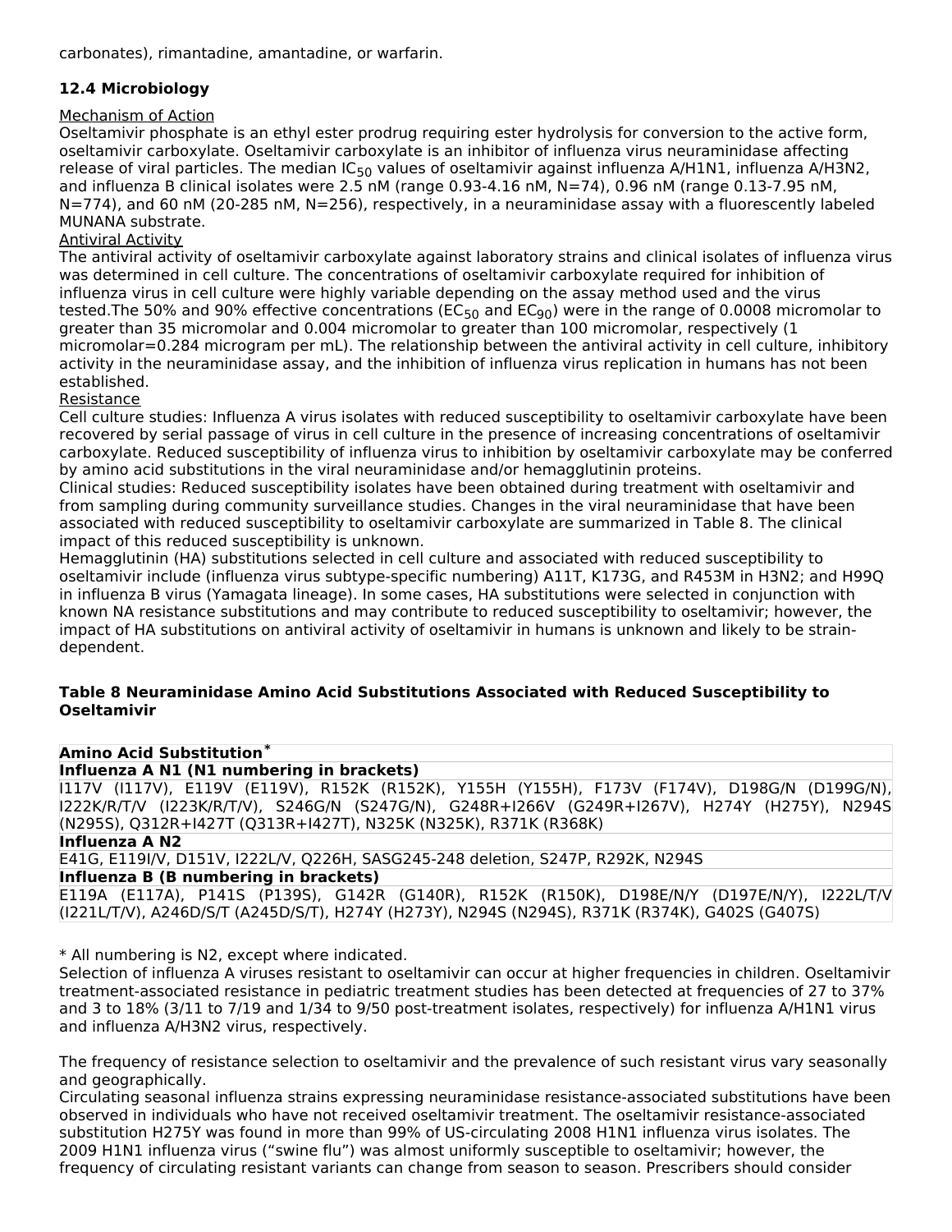carbonates), rimantadine, amantadine, or warfarin.

### 12.4 Microbiology

Mechanism of Action

Oseltamivir phosphate is an ethyl ester prodrug requiring ester hydrolysis for conversion to the active form, oseltamivir carboxylate. Oseltamivir carboxylate is an inhibitor of influenza virus neuraminidase affecting release of viral particles. The median $IC_{50}$ values of oseltamivir against influenza A/H1N1, influenza A/H3N2, and influenza B clinical isolates were 2.5 nM (range 0.93-4.16 nM, N=74), 0.96 nM (range 0.13-7.95 nM, N=774), and 60 nM (20-285 nM, N=256), respectively, in a neuraminidase assay with a fluorescently labeled MUNANA substrate.

Antiviral Activity

The antiviral activity of oseltamivir carboxylate against laboratory strains and clinical isolates of influenza virus was determined in cell culture. The concentrations of oseltamivir carboxylate required for inhibition of influenza virus in cell culture were highly variable depending on the assay method used and the virus tested.The 50% and 90% effective concentrations ($EC_{50}$ and $EC_{90}$) were in the range of 0.0008 micromolar to greater than 35 micromolar and 0.004 micromolar to greater than 100 micromolar, respectively (1 micromolar=0.284 microgram per mL). The relationship between the antiviral activity in cell culture, inhibitory activity in the neuraminidase assay, and the inhibition of influenza virus replication in humans has not been established.

Resistance

Cell culture studies: Influenza A virus isolates with reduced susceptibility to oseltamivir carboxylate have been recovered by serial passage of virus in cell culture in the presence of increasing concentrations of oseltamivir carboxylate. Reduced susceptibility of influenza virus to inhibition by oseltamivir carboxylate may be conferred by amino acid substitutions in the viral neuraminidase and/or hemagglutinin proteins.

Clinical studies: Reduced susceptibility isolates have been obtained during treatment with oseltamivir and from sampling during community surveillance studies. Changes in the viral neuraminidase that have been associated with reduced susceptibility to oseltamivir carboxylate are summarized in Table 8. The clinical impact of this reduced susceptibility is unknown.

Hemagglutinin (HA) substitutions selected in cell culture and associated with reduced susceptibility to oseltamivir include (influenza virus subtype-specific numbering) A11T, K173G, and R453M in H3N2; and H99Q in influenza B virus (Yamagata lineage). In some cases, HA substitutions were selected in conjunction with known NA resistance substitutions and may contribute to reduced susceptibility to oseltamivir; however, the impact of HA substitutions on antiviral activity of oseltamivir in humans is unknown and likely to be strain-dependent.

**Table 8 Neuraminidase Amino Acid Substitutions Associated with Reduced Susceptibility to Oseltamivir**

| **Amino Acid Substitution*** |
|---|
| **Influenza A N1 (N1 numbering in brackets)** |
| I117V (I117V), E119V (E119V), R152K (R152K), Y155H (Y155H), F173V (F174V), D198G/N (D199G/N), I222K/R/T/V (I223K/R/T/V), S246G/N (S247G/N), G248R+I266V (G249R+I267V), H274Y (H275Y), N294S (N295S), Q312R+I427T (Q313R+I427T), N325K (N325K), R371K (R368K) |
| **Influenza A N2** |
| E41G, E119I/V, D151V, I222L/V, Q226H, SASG245-248 deletion, S247P, R292K, N294S |
| **Influenza B (B numbering in brackets)** |
| E119A (E117A), P141S (P139S), G142R (G140R), R152K (R150K), D198E/N/Y (D197E/N/Y), I222L/T/V (I221L/T/V), A246D/S/T (A245D/S/T), H274Y (H273Y), N294S (N294S), R371K (R374K), G402S (G407S) |

* All numbering is N2, except where indicated.

Selection of influenza A viruses resistant to oseltamivir can occur at higher frequencies in children. Oseltamivir treatment-associated resistance in pediatric treatment studies has been detected at frequencies of 27 to 37% and 3 to 18% (3/11 to 7/19 and 1/34 to 9/50 post-treatment isolates, respectively) for influenza A/H1N1 virus and influenza A/H3N2 virus, respectively.

The frequency of resistance selection to oseltamivir and the prevalence of such resistant virus vary seasonally and geographically.

Circulating seasonal influenza strains expressing neuraminidase resistance-associated substitutions have been observed in individuals who have not received oseltamivir treatment. The oseltamivir resistance-associated substitution H275Y was found in more than 99% of US-circulating 2008 H1N1 influenza virus isolates. The 2009 H1N1 influenza virus ("swine flu") was almost uniformly susceptible to oseltamivir; however, the frequency of circulating resistant variants can change from season to season. Prescribers should consider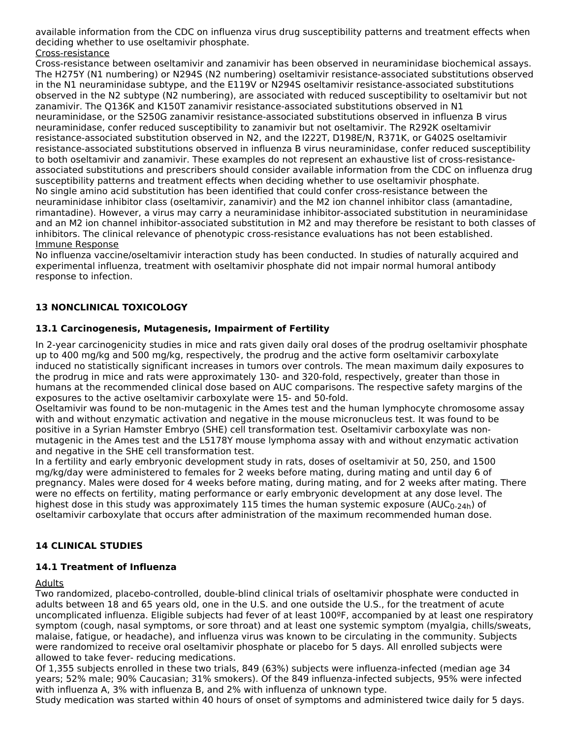available information from the CDC on influenza virus drug susceptibility patterns and treatment effects when deciding whether to use oseltamivir phosphate.

Cross-resistance

Cross-resistance between oseltamivir and zanamivir has been observed in neuraminidase biochemical assays. The H275Y (N1 numbering) or N294S (N2 numbering) oseltamivir resistance-associated substitutions observed in the N1 neuraminidase subtype, and the E119V or N294S oseltamivir resistance-associated substitutions observed in the N2 subtype (N2 numbering), are associated with reduced susceptibility to oseltamivir but not zanamivir. The Q136K and K150T zanamivir resistance-associated substitutions observed in N1 neuraminidase, or the S250G zanamivir resistance-associated substitutions observed in influenza B virus neuraminidase, confer reduced susceptibility to zanamivir but not oseltamivir. The R292K oseltamivir resistance-associated substitution observed in N2, and the I222T, D198E/N, R371K, or G402S oseltamivir resistance-associated substitutions observed in influenza B virus neuraminidase, confer reduced susceptibility to both oseltamivir and zanamivir. These examples do not represent an exhaustive list of cross-resistance-associated substitutions and prescribers should consider available information from the CDC on influenza drug susceptibility patterns and treatment effects when deciding whether to use oseltamivir phosphate.

No single amino acid substitution has been identified that could confer cross-resistance between the neuraminidase inhibitor class (oseltamivir, zanamivir) and the M2 ion channel inhibitor class (amantadine, rimantadine). However, a virus may carry a neuraminidase inhibitor-associated substitution in neuraminidase and an M2 ion channel inhibitor-associated substitution in M2 and may therefore be resistant to both classes of inhibitors. The clinical relevance of phenotypic cross-resistance evaluations has not been established.

Immune Response

No influenza vaccine/oseltamivir interaction study has been conducted. In studies of naturally acquired and experimental influenza, treatment with oseltamivir phosphate did not impair normal humoral antibody response to infection.

## 13 NONCLINICAL TOXICOLOGY

### 13.1 Carcinogenesis, Mutagenesis, Impairment of Fertility

In 2-year carcinogenicity studies in mice and rats given daily oral doses of the prodrug oseltamivir phosphate up to 400 mg/kg and 500 mg/kg, respectively, the prodrug and the active form oseltamivir carboxylate induced no statistically significant increases in tumors over controls. The mean maximum daily exposures to the prodrug in mice and rats were approximately 130- and 320-fold, respectively, greater than those in humans at the recommended clinical dose based on AUC comparisons. The respective safety margins of the exposures to the active oseltamivir carboxylate were 15- and 50-fold.

Oseltamivir was found to be non-mutagenic in the Ames test and the human lymphocyte chromosome assay with and without enzymatic activation and negative in the mouse micronucleus test. It was found to be positive in a Syrian Hamster Embryo (SHE) cell transformation test. Oseltamivir carboxylate was non-mutagenic in the Ames test and the L5178Y mouse lymphoma assay with and without enzymatic activation and negative in the SHE cell transformation test.

In a fertility and early embryonic development study in rats, doses of oseltamivir at 50, 250, and 1500 mg/kg/day were administered to females for 2 weeks before mating, during mating and until day 6 of pregnancy. Males were dosed for 4 weeks before mating, during mating, and for 2 weeks after mating. There were no effects on fertility, mating performance or early embryonic development at any dose level. The highest dose in this study was approximately 115 times the human systemic exposure ($AUC_{0\text{-}24h}$) of oseltamivir carboxylate that occurs after administration of the maximum recommended human dose.

## 14 CLINICAL STUDIES

### 14.1 Treatment of Influenza

Adults

Two randomized, placebo-controlled, double-blind clinical trials of oseltamivir phosphate were conducted in adults between 18 and 65 years old, one in the U.S. and one outside the U.S., for the treatment of acute uncomplicated influenza. Eligible subjects had fever of at least 100ºF, accompanied by at least one respiratory symptom (cough, nasal symptoms, or sore throat) and at least one systemic symptom (myalgia, chills/sweats, malaise, fatigue, or headache), and influenza virus was known to be circulating in the community. Subjects were randomized to receive oral oseltamivir phosphate or placebo for 5 days. All enrolled subjects were allowed to take fever- reducing medications.

Of 1,355 subjects enrolled in these two trials, 849 (63%) subjects were influenza-infected (median age 34 years; 52% male; 90% Caucasian; 31% smokers). Of the 849 influenza-infected subjects, 95% were infected with influenza A, 3% with influenza B, and 2% with influenza of unknown type.

Study medication was started within 40 hours of onset of symptoms and administered twice daily for 5 days.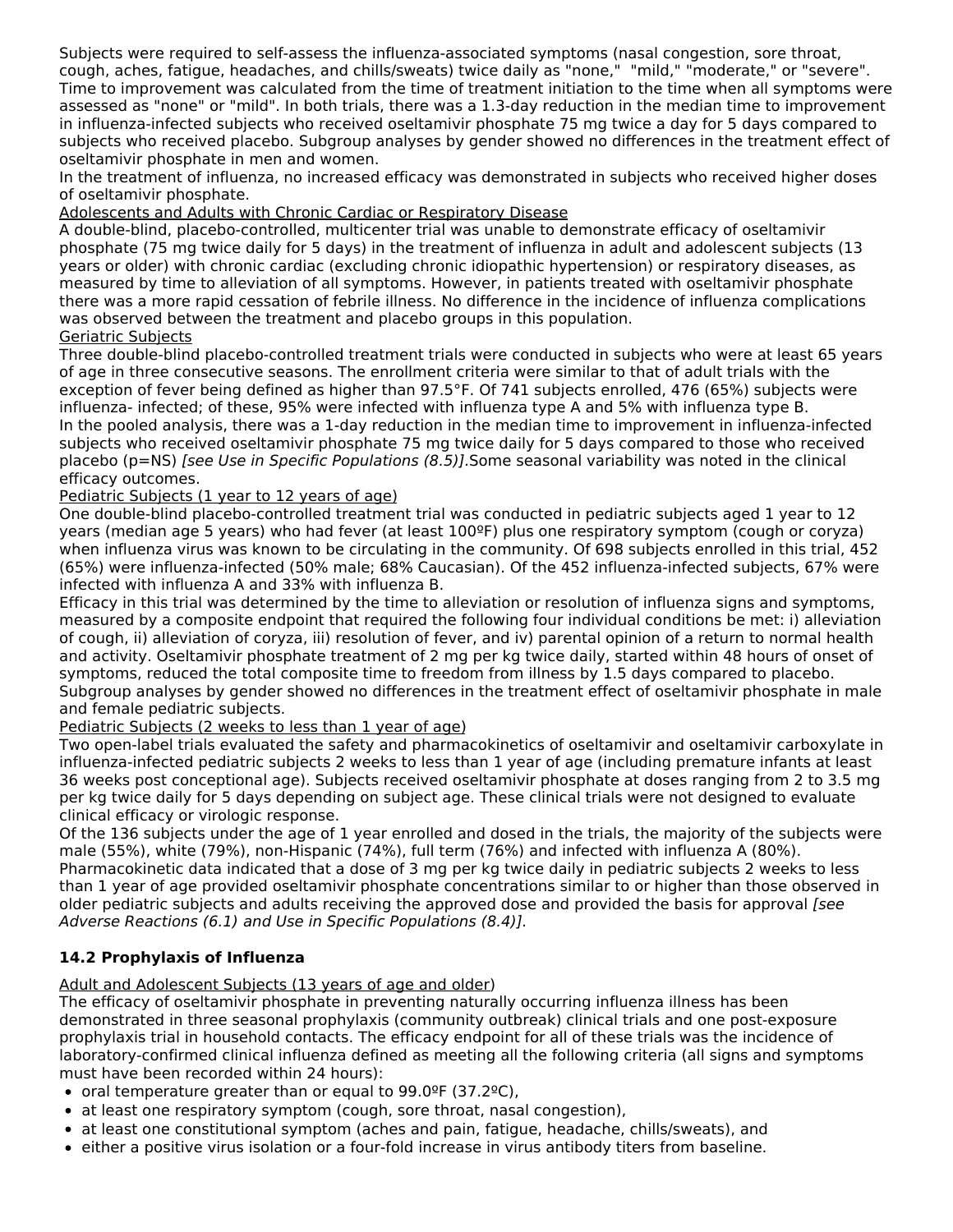Subjects were required to self-assess the influenza-associated symptoms (nasal congestion, sore throat, cough, aches, fatigue, headaches, and chills/sweats) twice daily as "none," "mild," "moderate," or "severe". Time to improvement was calculated from the time of treatment initiation to the time when all symptoms were assessed as "none" or "mild". In both trials, there was a 1.3-day reduction in the median time to improvement in influenza-infected subjects who received oseltamivir phosphate 75 mg twice a day for 5 days compared to subjects who received placebo. Subgroup analyses by gender showed no differences in the treatment effect of oseltamivir phosphate in men and women.

In the treatment of influenza, no increased efficacy was demonstrated in subjects who received higher doses of oseltamivir phosphate.

Adolescents and Adults with Chronic Cardiac or Respiratory Disease

A double-blind, placebo-controlled, multicenter trial was unable to demonstrate efficacy of oseltamivir phosphate (75 mg twice daily for 5 days) in the treatment of influenza in adult and adolescent subjects (13 years or older) with chronic cardiac (excluding chronic idiopathic hypertension) or respiratory diseases, as measured by time to alleviation of all symptoms. However, in patients treated with oseltamivir phosphate there was a more rapid cessation of febrile illness. No difference in the incidence of influenza complications was observed between the treatment and placebo groups in this population.

Geriatric Subjects

Three double-blind placebo-controlled treatment trials were conducted in subjects who were at least 65 years of age in three consecutive seasons. The enrollment criteria were similar to that of adult trials with the exception of fever being defined as higher than 97.5°F. Of 741 subjects enrolled, 476 (65%) subjects were influenza- infected; of these, 95% were infected with influenza type A and 5% with influenza type B.

In the pooled analysis, there was a 1-day reduction in the median time to improvement in influenza-infected subjects who received oseltamivir phosphate 75 mg twice a day for 5 days compared to those who received placebo (p=NS) *[see Use in Specific Populations (8.5)]*.Some seasonal variability was noted in the clinical efficacy outcomes.

Pediatric Subjects (1 year to 12 years of age)

One double-blind placebo-controlled treatment trial was conducted in pediatric subjects aged 1 year to 12 years (median age 5 years) who had fever (at least 100ºF) plus one respiratory symptom (cough or coryza) when influenza virus was known to be circulating in the community. Of 698 subjects enrolled in this trial, 452 (65%) were influenza-infected (50% male; 68% Caucasian). Of the 452 influenza-infected subjects, 67% were infected with influenza A and 33% with influenza B.

Efficacy in this trial was determined by the time to alleviation or resolution of influenza signs and symptoms, measured by a composite endpoint that required the following four individual conditions be met: i) alleviation of cough, ii) alleviation of coryza, iii) resolution of fever, and iv) parental opinion of a return to normal health and activity. Oseltamivir phosphate treatment of 2 mg per kg twice daily, started within 48 hours of onset of symptoms, reduced the total composite time to freedom from illness by 1.5 days compared to placebo. Subgroup analyses by gender showed no differences in the treatment effect of oseltamivir phosphate in male and female pediatric subjects.

Pediatric Subjects (2 weeks to less than 1 year of age)

Two open-label trials evaluated the safety and pharmacokinetics of oseltamivir and oseltamivir carboxylate in influenza-infected pediatric subjects 2 weeks to less than 1 year of age (including premature infants at least 36 weeks post conceptional age). Subjects received oseltamivir phosphate at doses ranging from 2 to 3.5 mg per kg twice daily for 5 days depending on subject age. These clinical trials were not designed to evaluate clinical efficacy or virologic response.

Of the 136 subjects under the age of 1 year enrolled and dosed in the trials, the majority of the subjects were male (55%), white (79%), non-Hispanic (74%), full term (76%) and infected with influenza A (80%). Pharmacokinetic data indicated that a dose of 3 mg per kg twice daily in pediatric subjects 2 weeks to less than 1 year of age provided oseltamivir phosphate concentrations similar to or higher than those observed in older pediatric subjects and adults receiving the approved dose and provided the basis for approval *[see Adverse Reactions (6.1) and Use in Specific Populations (8.4)]*.

### 14.2 Prophylaxis of Influenza

Adult and Adolescent Subjects (13 years of age and older)

The efficacy of oseltamivir phosphate in preventing naturally occurring influenza illness has been demonstrated in three seasonal prophylaxis (community outbreak) clinical trials and one post-exposure prophylaxis trial in household contacts. The efficacy endpoint for all of these trials was the incidence of laboratory-confirmed clinical influenza defined as meeting all the following criteria (all signs and symptoms must have been recorded within 24 hours):

- oral temperature greater than or equal to 99.0ºF (37.2ºC),
- at least one respiratory symptom (cough, sore throat, nasal congestion),
- at least one constitutional symptom (aches and pain, fatigue, headache, chills/sweats), and
- either a positive virus isolation or a four-fold increase in virus antibody titers from baseline.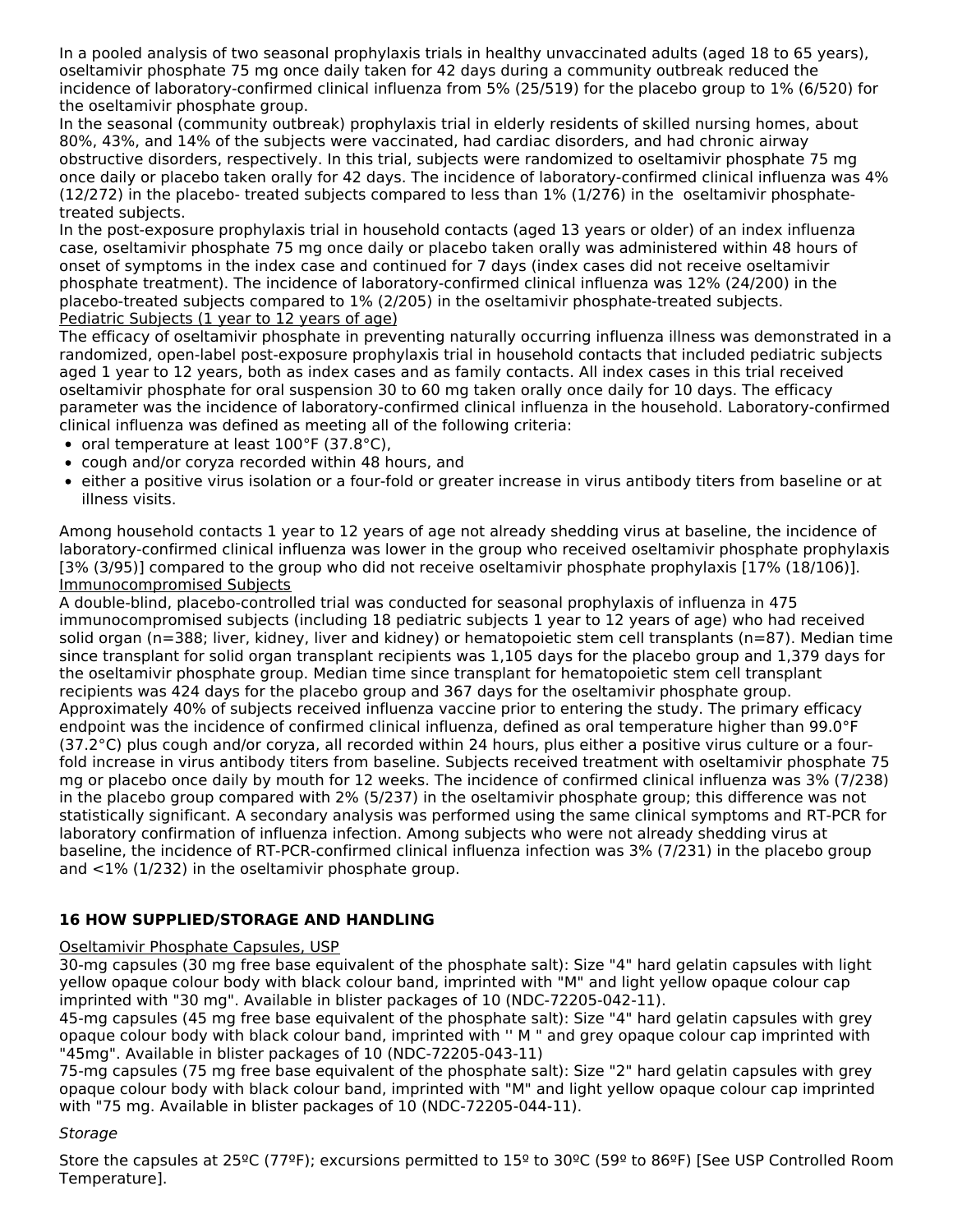In a pooled analysis of two seasonal prophylaxis trials in healthy unvaccinated adults (aged 18 to 65 years), oseltamivir phosphate 75 mg once daily taken for 42 days during a community outbreak reduced the incidence of laboratory-confirmed clinical influenza from 5% (25/519) for the placebo group to 1% (6/520) for the oseltamivir phosphate group.

In the seasonal (community outbreak) prophylaxis trial in elderly residents of skilled nursing homes, about 80%, 43%, and 14% of the subjects were vaccinated, had cardiac disorders, and had chronic airway obstructive disorders, respectively. In this trial, subjects were randomized to oseltamivir phosphate 75 mg once daily or placebo taken orally for 42 days. The incidence of laboratory-confirmed clinical influenza was 4% (12/272) in the placebo- treated subjects compared to less than 1% (1/276) in the oseltamivir phosphate-treated subjects.

In the post-exposure prophylaxis trial in household contacts (aged 13 years or older) of an index influenza case, oseltamivir phosphate 75 mg once daily or placebo taken orally was administered within 48 hours of onset of symptoms in the index case and continued for 7 days (index cases did not receive oseltamivir phosphate treatment). The incidence of laboratory-confirmed clinical influenza was 12% (24/200) in the placebo-treated subjects compared to 1% (2/205) in the oseltamivir phosphate-treated subjects.

Pediatric Subjects (1 year to 12 years of age)

The efficacy of oseltamivir phosphate in preventing naturally occurring influenza illness was demonstrated in a randomized, open-label post-exposure prophylaxis trial in household contacts that included pediatric subjects aged 1 year to 12 years, both as index cases and as family contacts. All index cases in this trial received oseltamivir phosphate for oral suspension 30 to 60 mg taken orally once daily for 10 days. The efficacy parameter was the incidence of laboratory-confirmed clinical influenza in the household. Laboratory-confirmed clinical influenza was defined as meeting all of the following criteria:

- oral temperature at least 100°F (37.8°C),
- cough and/or coryza recorded within 48 hours, and
- either a positive virus isolation or a four-fold or greater increase in virus antibody titers from baseline or at illness visits.

Among household contacts 1 year to 12 years of age not already shedding virus at baseline, the incidence of laboratory-confirmed clinical influenza was lower in the group who received oseltamivir phosphate prophylaxis [3% (3/95)] compared to the group who did not receive oseltamivir phosphate prophylaxis [17% (18/106)].

Immunocompromised Subjects

A double-blind, placebo-controlled trial was conducted for seasonal prophylaxis of influenza in 475 immunocompromised subjects (including 18 pediatric subjects 1 year to 12 years of age) who had received solid organ (n=388; liver, kidney, liver and kidney) or hematopoietic stem cell transplants (n=87). Median time since transplant for solid organ transplant recipients was 1,105 days for the placebo group and 1,379 days for the oseltamivir phosphate group. Median time since transplant for hematopoietic stem cell transplant recipients was 424 days for the placebo group and 367 days for the oseltamivir phosphate group. Approximately 40% of subjects received influenza vaccine prior to entering the study. The primary efficacy endpoint was the incidence of confirmed clinical influenza, defined as oral temperature higher than 99.0°F (37.2°C) plus cough and/or coryza, all recorded within 24 hours, plus either a positive virus culture or a four-fold increase in virus antibody titers from baseline. Subjects received treatment with oseltamivir phosphate 75 mg or placebo once daily by mouth for 12 weeks. The incidence of confirmed clinical influenza was 3% (7/238) in the placebo group compared with 2% (5/237) in the oseltamivir phosphate group; this difference was not statistically significant. A secondary analysis was performed using the same clinical symptoms and RT-PCR for laboratory confirmation of influenza infection. Among subjects who were not already shedding virus at baseline, the incidence of RT-PCR-confirmed clinical influenza infection was 3% (7/231) in the placebo group and <1% (1/232) in the oseltamivir phosphate group.

## 16 HOW SUPPLIED/STORAGE AND HANDLING

Oseltamivir Phosphate Capsules, USP

30-mg capsules (30 mg free base equivalent of the phosphate salt): Size "4" hard gelatin capsules with light yellow opaque colour body with black colour band, imprinted with "M" and light yellow opaque colour cap imprinted with "30 mg". Available in blister packages of 10 (NDC-72205-042-11).

45-mg capsules (45 mg free base equivalent of the phosphate salt): Size "4" hard gelatin capsules with grey opaque colour body with black colour band, imprinted with '' M " and grey opaque colour cap imprinted with "45mg". Available in blister packages of 10 (NDC-72205-043-11)

75-mg capsules (75 mg free base equivalent of the phosphate salt): Size "2" hard gelatin capsules with grey opaque colour body with black colour band, imprinted with "M" and light yellow opaque colour cap imprinted with "75 mg. Available in blister packages of 10 (NDC-72205-044-11).

*Storage*

Store the capsules at 25ºC (77ºF); excursions permitted to 15º to 30ºC (59º to 86ºF) [See USP Controlled Room Temperature].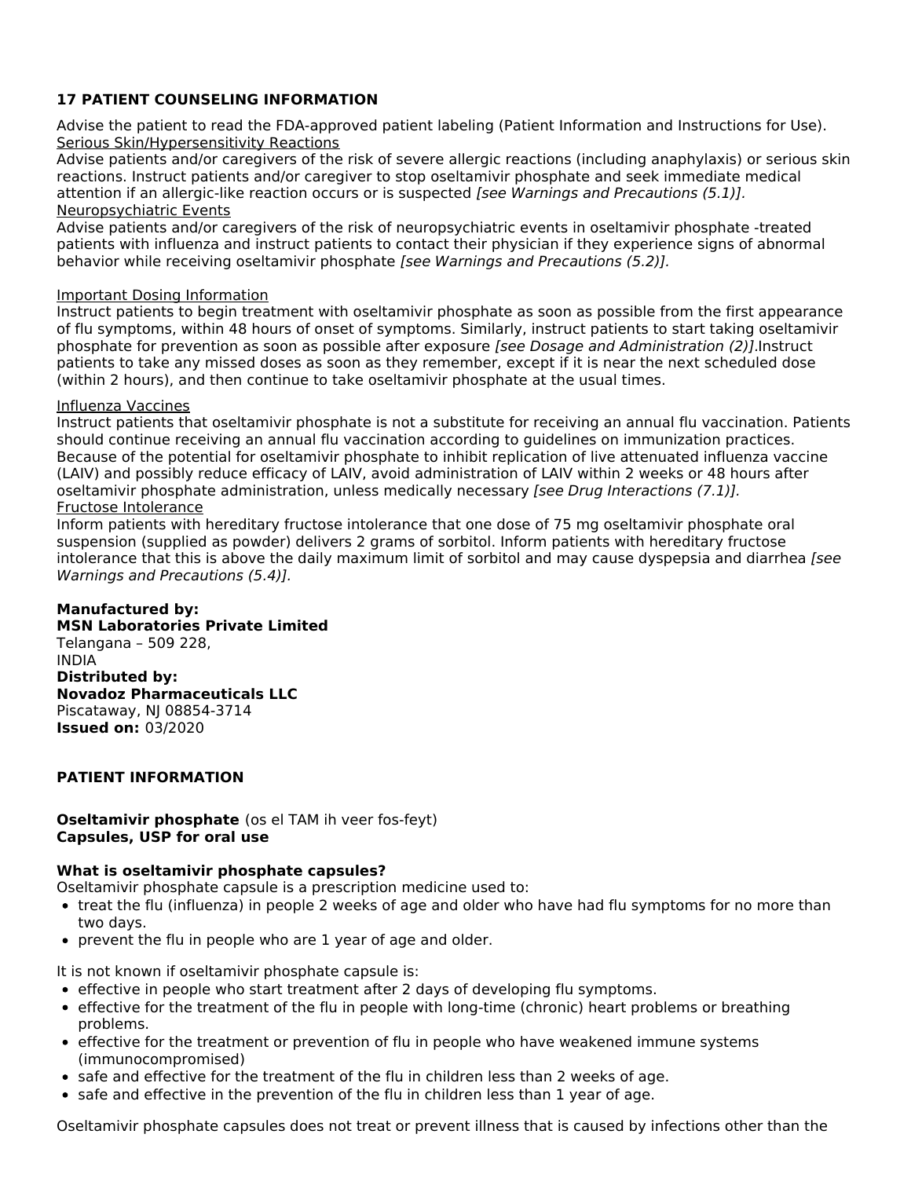## 17 PATIENT COUNSELING INFORMATION

Advise the patient to read the FDA-approved patient labeling (Patient Information and Instructions for Use).

Serious Skin/Hypersensitivity Reactions

Advise patients and/or caregivers of the risk of severe allergic reactions (including anaphylaxis) or serious skin reactions. Instruct patients and/or caregiver to stop oseltamivir phosphate and seek immediate medical attention if an allergic-like reaction occurs or is suspected *[see Warnings and Precautions (5.1)].*

Neuropsychiatric Events

Advise patients and/or caregivers of the risk of neuropsychiatric events in oseltamivir phosphate -treated patients with influenza and instruct patients to contact their physician if they experience signs of abnormal behavior while receiving oseltamivir phosphate *[see Warnings and Precautions (5.2)].*

Important Dosing Information

Instruct patients to begin treatment with oseltamivir phosphate as soon as possible from the first appearance of flu symptoms, within 48 hours of onset of symptoms. Similarly, instruct patients to start taking oseltamivir phosphate for prevention as soon as possible after exposure *[see Dosage and Administration (2)].*Instruct patients to take any missed doses as soon as they remember, except if it is near the next scheduled dose (within 2 hours), and then continue to take oseltamivir phosphate at the usual times.

Influenza Vaccines

Instruct patients that oseltamivir phosphate is not a substitute for receiving an annual flu vaccination. Patients should continue receiving an annual flu vaccination according to guidelines on immunization practices. Because of the potential for oseltamivir phosphate to inhibit replication of live attenuated influenza vaccine (LAIV) and possibly reduce efficacy of LAIV, avoid administration of LAIV within 2 weeks or 48 hours after oseltamivir phosphate administration, unless medically necessary *[see Drug Interactions (7.1)].*

Fructose Intolerance

Inform patients with hereditary fructose intolerance that one dose of 75 mg oseltamivir phosphate oral suspension (supplied as powder) delivers 2 grams of sorbitol. Inform patients with hereditary fructose intolerance that this is above the daily maximum limit of sorbitol and may cause dyspepsia and diarrhea *[see Warnings and Precautions (5.4)].*

**Manufactured by:**
**MSN Laboratories Private Limited**
Telangana – 509 228,
INDIA
**Distributed by:**
**Novadoz Pharmaceuticals LLC**
Piscataway, NJ 08854-3714
**Issued on:** 03/2020

## PATIENT INFORMATION

**Oseltamivir phosphate** (os el TAM ih veer fos-feyt)
**Capsules, USP for oral use**

**What is oseltamivir phosphate capsules?**

Oseltamivir phosphate capsule is a prescription medicine used to:

- treat the flu (influenza) in people 2 weeks of age and older who have had flu symptoms for no more than two days.
- prevent the flu in people who are 1 year of age and older.

It is not known if oseltamivir phosphate capsule is:

- effective in people who start treatment after 2 days of developing flu symptoms.
- effective for the treatment of the flu in people with long-time (chronic) heart problems or breathing problems.
- effective for the treatment or prevention of flu in people who have weakened immune systems (immunocompromised)
- safe and effective for the treatment of the flu in children less than 2 weeks of age.
- safe and effective in the prevention of the flu in children less than 1 year of age.

Oseltamivir phosphate capsules does not treat or prevent illness that is caused by infections other than the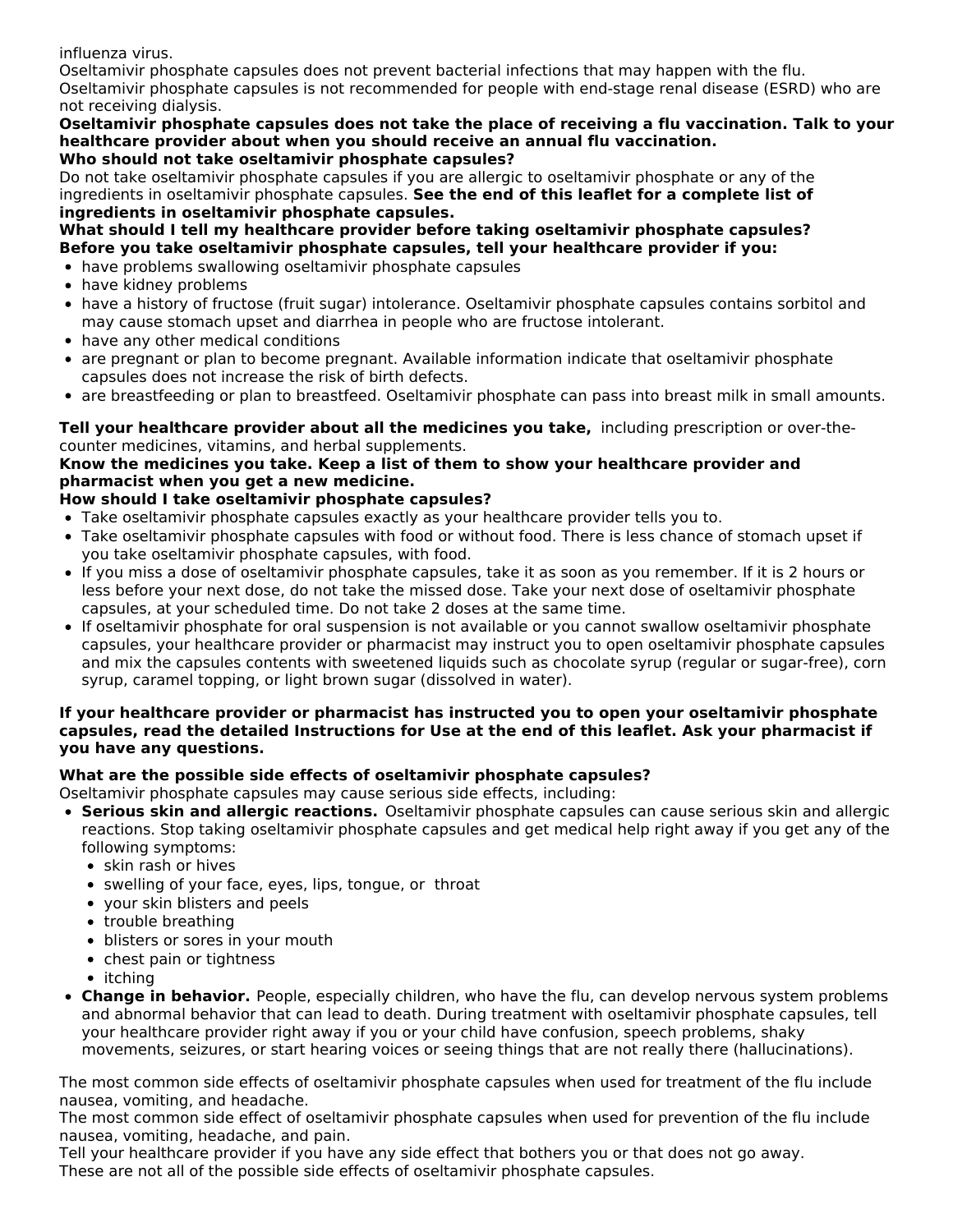influenza virus.
Oseltamivir phosphate capsules does not prevent bacterial infections that may happen with the flu.
Oseltamivir phosphate capsules is not recommended for people with end-stage renal disease (ESRD) who are not receiving dialysis.

**Oseltamivir phosphate capsules does not take the place of receiving a flu vaccination. Talk to your healthcare provider about when you should receive an annual flu vaccination.**

**Who should not take oseltamivir phosphate capsules?**

Do not take oseltamivir phosphate capsules if you are allergic to oseltamivir phosphate or any of the ingredients in oseltamivir phosphate capsules. **See the end of this leaflet for a complete list of ingredients in oseltamivir phosphate capsules.**

**What should I tell my healthcare provider before taking oseltamivir phosphate capsules?**

**Before you take oseltamivir phosphate capsules, tell your healthcare provider if you:**

- have problems swallowing oseltamivir phosphate capsules
- have kidney problems
- have a history of fructose (fruit sugar) intolerance. Oseltamivir phosphate capsules contains sorbitol and may cause stomach upset and diarrhea in people who are fructose intolerant.
- have any other medical conditions
- are pregnant or plan to become pregnant. Available information indicate that oseltamivir phosphate capsules does not increase the risk of birth defects.
- are breastfeeding or plan to breastfeed. Oseltamivir phosphate can pass into breast milk in small amounts.

**Tell your healthcare provider about all the medicines you take,** including prescription or over-the-counter medicines, vitamins, and herbal supplements.

**Know the medicines you take. Keep a list of them to show your healthcare provider and pharmacist when you get a new medicine.**

**How should I take oseltamivir phosphate capsules?**

- Take oseltamivir phosphate capsules exactly as your healthcare provider tells you to.
- Take oseltamivir phosphate capsules with food or without food. There is less chance of stomach upset if you take oseltamivir phosphate capsules, with food.
- If you miss a dose of oseltamivir phosphate capsules, take it as soon as you remember. If it is 2 hours or less before your next dose, do not take the missed dose. Take your next dose of oseltamivir phosphate capsules, at your scheduled time. Do not take 2 doses at the same time.
- If oseltamivir phosphate for oral suspension is not available or you cannot swallow oseltamivir phosphate capsules, your healthcare provider or pharmacist may instruct you to open oseltamivir phosphate capsules and mix the capsules contents with sweetened liquids such as chocolate syrup (regular or sugar-free), corn syrup, caramel topping, or light brown sugar (dissolved in water).

**If your healthcare provider or pharmacist has instructed you to open your oseltamivir phosphate capsules, read the detailed Instructions for Use at the end of this leaflet. Ask your pharmacist if you have any questions.**

**What are the possible side effects of oseltamivir phosphate capsules?**

Oseltamivir phosphate capsules may cause serious side effects, including:

- **Serious skin and allergic reactions.** Oseltamivir phosphate capsules can cause serious skin and allergic reactions. Stop taking oseltamivir phosphate capsules and get medical help right away if you get any of the following symptoms:
  - skin rash or hives
  - swelling of your face, eyes, lips, tongue, or throat
  - your skin blisters and peels
  - trouble breathing
  - blisters or sores in your mouth
  - chest pain or tightness
  - itching
- **Change in behavior.** People, especially children, who have the flu, can develop nervous system problems and abnormal behavior that can lead to death. During treatment with oseltamivir phosphate capsules, tell your healthcare provider right away if you or your child have confusion, speech problems, shaky movements, seizures, or start hearing voices or seeing things that are not really there (hallucinations).

The most common side effects of oseltamivir phosphate capsules when used for treatment of the flu include nausea, vomiting, and headache.
The most common side effect of oseltamivir phosphate capsules when used for prevention of the flu include nausea, vomiting, headache, and pain.
Tell your healthcare provider if you have any side effect that bothers you or that does not go away.
These are not all of the possible side effects of oseltamivir phosphate capsules.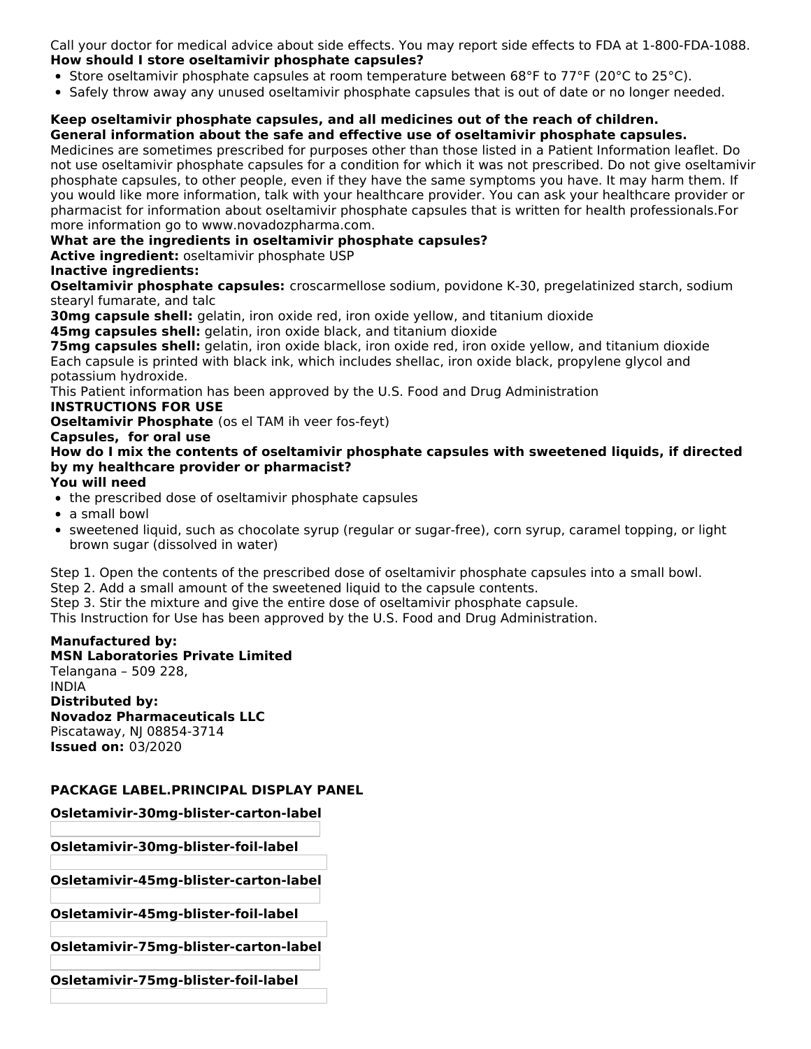Call your doctor for medical advice about side effects. You may report side effects to FDA at 1-800-FDA-1088.

**How should I store oseltamivir phosphate capsules?**

- Store oseltamivir phosphate capsules at room temperature between 68°F to 77°F (20°C to 25°C).
- Safely throw away any unused oseltamivir phosphate capsules that is out of date or no longer needed.

**Keep oseltamivir phosphate capsules, and all medicines out of the reach of children.**

**General information about the safe and effective use of oseltamivir phosphate capsules.**

Medicines are sometimes prescribed for purposes other than those listed in a Patient Information leaflet. Do not use oseltamivir phosphate capsules for a condition for which it was not prescribed. Do not give oseltamivir phosphate capsules, to other people, even if they have the same symptoms you have. It may harm them. If you would like more information, talk with your healthcare provider. You can ask your healthcare provider or pharmacist for information about oseltamivir phosphate capsules that is written for health professionals.For more information go to www.novadozpharma.com.

**What are the ingredients in oseltamivir phosphate capsules?**

**Active ingredient:** oseltamivir phosphate USP

**Inactive ingredients:**

**Oseltamivir phosphate capsules:** croscarmellose sodium, povidone K-30, pregelatinized starch, sodium stearyl fumarate, and talc

**30mg capsule shell:** gelatin, iron oxide red, iron oxide yellow, and titanium dioxide

**45mg capsules shell:** gelatin, iron oxide black, and titanium dioxide

**75mg capsules shell:** gelatin, iron oxide black, iron oxide red, iron oxide yellow, and titanium dioxide

Each capsule is printed with black ink, which includes shellac, iron oxide black, propylene glycol and potassium hydroxide.

This Patient information has been approved by the U.S. Food and Drug Administration

**INSTRUCTIONS FOR USE**

**Oseltamivir Phosphate** (os el TAM ih veer fos-feyt)

**Capsules, for oral use**

**How do I mix the contents of oseltamivir phosphate capsules with sweetened liquids, if directed by my healthcare provider or pharmacist?**

**You will need**

- the prescribed dose of oseltamivir phosphate capsules
- a small bowl
- sweetened liquid, such as chocolate syrup (regular or sugar-free), corn syrup, caramel topping, or light brown sugar (dissolved in water)

Step 1. Open the contents of the prescribed dose of oseltamivir phosphate capsules into a small bowl.

Step 2. Add a small amount of the sweetened liquid to the capsule contents.

Step 3. Stir the mixture and give the entire dose of oseltamivir phosphate capsule.

This Instruction for Use has been approved by the U.S. Food and Drug Administration.

**Manufactured by:**

**MSN Laboratories Private Limited**

Telangana – 509 228,

INDIA

**Distributed by:**

**Novadoz Pharmaceuticals LLC**

Piscataway, NJ 08854-3714

**Issued on:** 03/2020

## PACKAGE LABEL.PRINCIPAL DISPLAY PANEL

**Osletamivir-30mg-blister-carton-label**

**Osletamivir-30mg-blister-foil-label**

**Osletamivir-45mg-blister-carton-label**

**Osletamivir-45mg-blister-foil-label**

**Osletamivir-75mg-blister-carton-label**

**Osletamivir-75mg-blister-foil-label**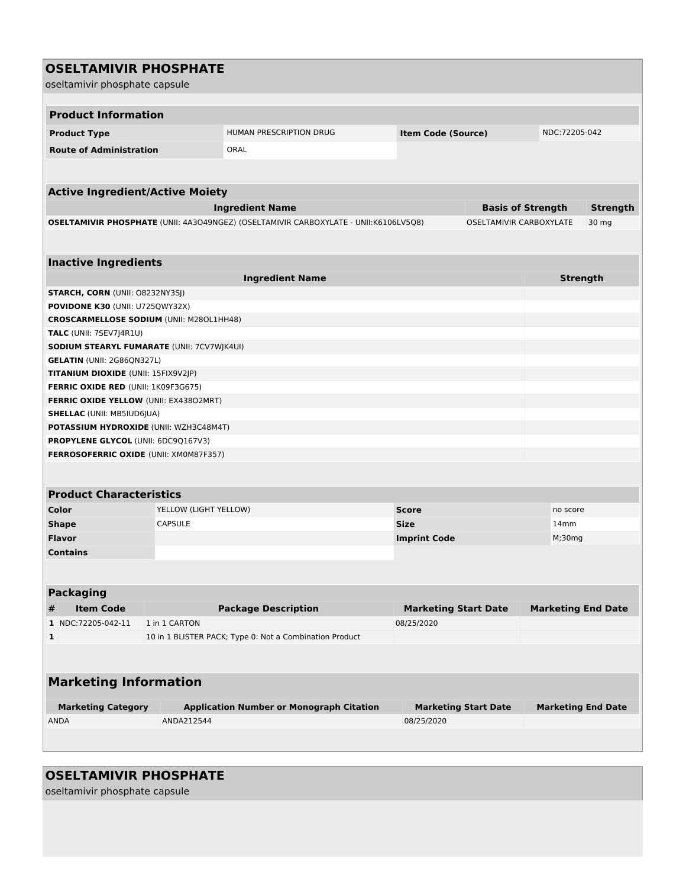## OSELTAMIVIR PHOSPHATE

oseltamivir phosphate capsule

| Product Information | | | |
|---|---|---|---|
| **Product Type** | HUMAN PRESCRIPTION DRUG | **Item Code (Source)** | NDC:72205-042 |
| **Route of Administration** | ORAL | | |

| Active Ingredient/Active Moiety | | |
|---|---|---|
| **Ingredient Name** | **Basis of Strength** | **Strength** |
| **OSELTAMIVIR PHOSPHATE** (UNII: 4A3O49NGEZ) (OSELTAMIVIR CARBOXYLATE - UNII:K6106LV5Q8) | OSELTAMIVIR CARBOXYLATE | 30 mg |

| Inactive Ingredients | |
|---|---|
| **Ingredient Name** | **Strength** |
| **STARCH, CORN** (UNII: O8232NY3SJ) | |
| **POVIDONE K30** (UNII: U725QWY32X) | |
| **CROSCARMELLOSE SODIUM** (UNII: M28OL1HH48) | |
| **TALC** (UNII: 7SEV7J4R1U) | |
| **SODIUM STEARYL FUMARATE** (UNII: 7CV7WJK4UI) | |
| **GELATIN** (UNII: 2G86QN327L) | |
| **TITANIUM DIOXIDE** (UNII: 15FIX9V2JP) | |
| **FERRIC OXIDE RED** (UNII: 1K09F3G675) | |
| **FERRIC OXIDE YELLOW** (UNII: EX438O2MRT) | |
| **SHELLAC** (UNII: MB5IUD6JUA) | |
| **POTASSIUM HYDROXIDE** (UNII: WZH3C48M4T) | |
| **PROPYLENE GLYCOL** (UNII: 6DC9Q167V3) | |
| **FERROSOFERRIC OXIDE** (UNII: XM0M87F357) | |

| Product Characteristics | | | |
|---|---|---|---|
| **Color** | YELLOW (LIGHT YELLOW) | **Score** | no score |
| **Shape** | CAPSULE | **Size** | 14mm |
| **Flavor** | | **Imprint Code** | M;30mg |
| **Contains** | | | |

| Packaging | | | | |
|---|---|---|---|---|
| **#** | **Item Code** | **Package Description** | **Marketing Start Date** | **Marketing End Date** |
| 1 | NDC:72205-042-11 | 1 in 1 CARTON | 08/25/2020 | |
| 1 | | 10 in 1 BLISTER PACK; Type 0: Not a Combination Product | | |

| Marketing Information | | | |
|---|---|---|---|
| **Marketing Category** | **Application Number or Monograph Citation** | **Marketing Start Date** | **Marketing End Date** |
| ANDA | ANDA212544 | 08/25/2020 | |

## OSELTAMIVIR PHOSPHATE

oseltamivir phosphate capsule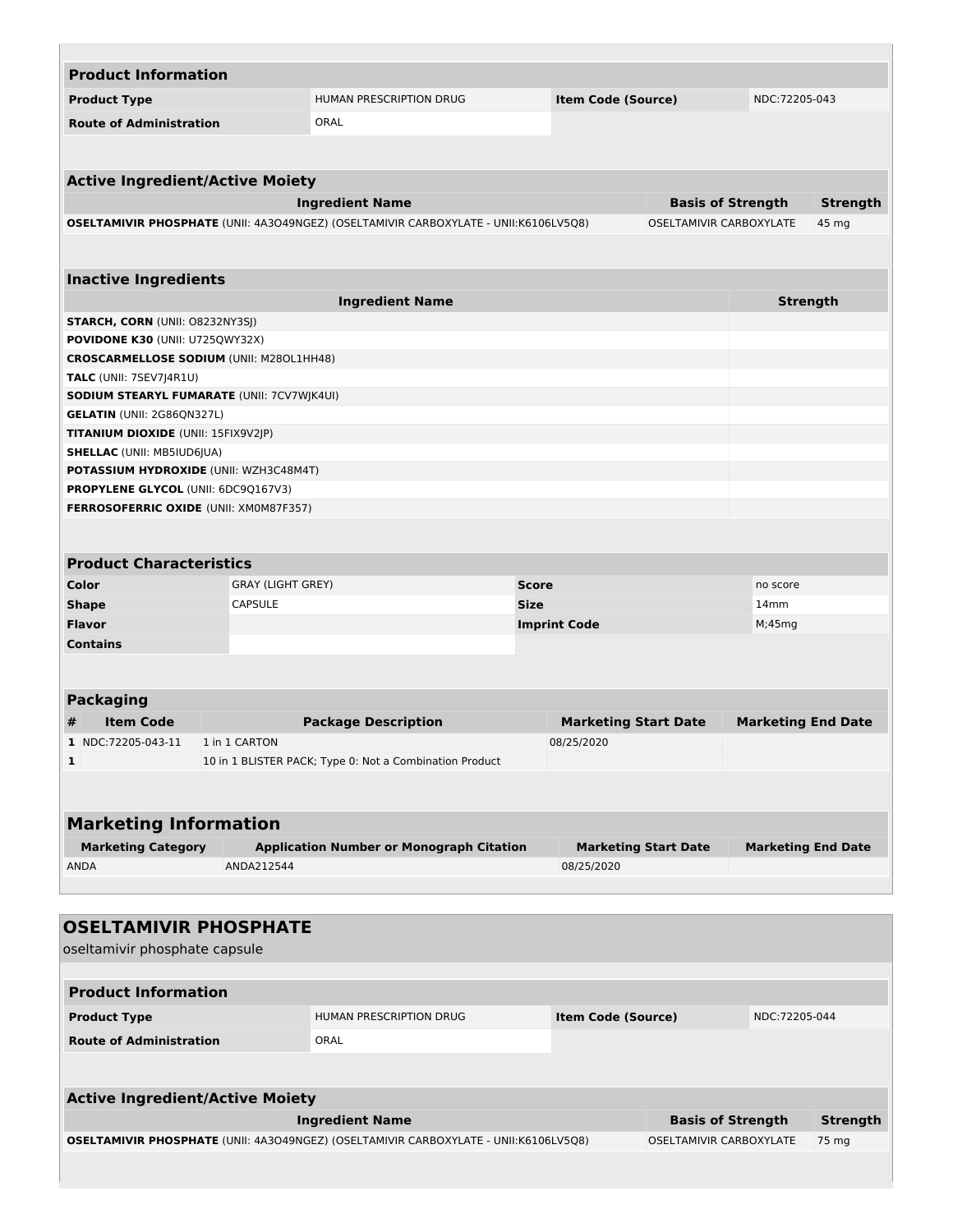| Product Information | | | |
|---|---|---|---|
| **Product Type** | HUMAN PRESCRIPTION DRUG | **Item Code (Source)** | NDC:72205-043 |
| **Route of Administration** | ORAL | | |

| Active Ingredient/Active Moiety | | |
|---|---|---|
| **Ingredient Name** | **Basis of Strength** | **Strength** |
| **OSELTAMIVIR PHOSPHATE** (UNII: 4A3O49NGEZ) (OSELTAMIVIR CARBOXYLATE - UNII:K6106LV5Q8) | OSELTAMIVIR CARBOXYLATE | 45 mg |

| Inactive Ingredients | |
|---|---|
| **Ingredient Name** | **Strength** |
| **STARCH, CORN** (UNII: O8232NY3SJ) | |
| **POVIDONE K30** (UNII: U725QWY32X) | |
| **CROSCARMELLOSE SODIUM** (UNII: M28OL1HH48) | |
| **TALC** (UNII: 7SEV7J4R1U) | |
| **SODIUM STEARYL FUMARATE** (UNII: 7CV7WJK4UI) | |
| **GELATIN** (UNII: 2G86QN327L) | |
| **TITANIUM DIOXIDE** (UNII: 15FIX9V2JP) | |
| **SHELLAC** (UNII: MB5IUD6JUA) | |
| **POTASSIUM HYDROXIDE** (UNII: WZH3C48M4T) | |
| **PROPYLENE GLYCOL** (UNII: 6DC9Q167V3) | |
| **FERROSOFERRIC OXIDE** (UNII: XM0M87F357) | |

| Product Characteristics | | | |
|---|---|---|---|
| **Color** | GRAY (LIGHT GREY) | **Score** | no score |
| **Shape** | CAPSULE | **Size** | 14mm |
| **Flavor** | | **Imprint Code** | M;45mg |
| **Contains** | | | |

| Packaging | | | | |
|---|---|---|---|---|
| **#** | **Item Code** | **Package Description** | **Marketing Start Date** | **Marketing End Date** |
| **1** | NDC:72205-043-11 | 1 in 1 CARTON | 08/25/2020 | |
| **1** | | 10 in 1 BLISTER PACK; Type 0: Not a Combination Product | | |

| Marketing Information | | | |
|---|---|---|---|
| **Marketing Category** | **Application Number or Monograph Citation** | **Marketing Start Date** | **Marketing End Date** |
| ANDA | ANDA212544 | 08/25/2020 | |

## OSELTAMIVIR PHOSPHATE

oseltamivir phosphate capsule

| Product Information | | | |
|---|---|---|---|
| **Product Type** | HUMAN PRESCRIPTION DRUG | **Item Code (Source)** | NDC:72205-044 |
| **Route of Administration** | ORAL | | |

| Active Ingredient/Active Moiety | | |
|---|---|---|
| **Ingredient Name** | **Basis of Strength** | **Strength** |
| **OSELTAMIVIR PHOSPHATE** (UNII: 4A3O49NGEZ) (OSELTAMIVIR CARBOXYLATE - UNII:K6106LV5Q8) | OSELTAMIVIR CARBOXYLATE | 75 mg |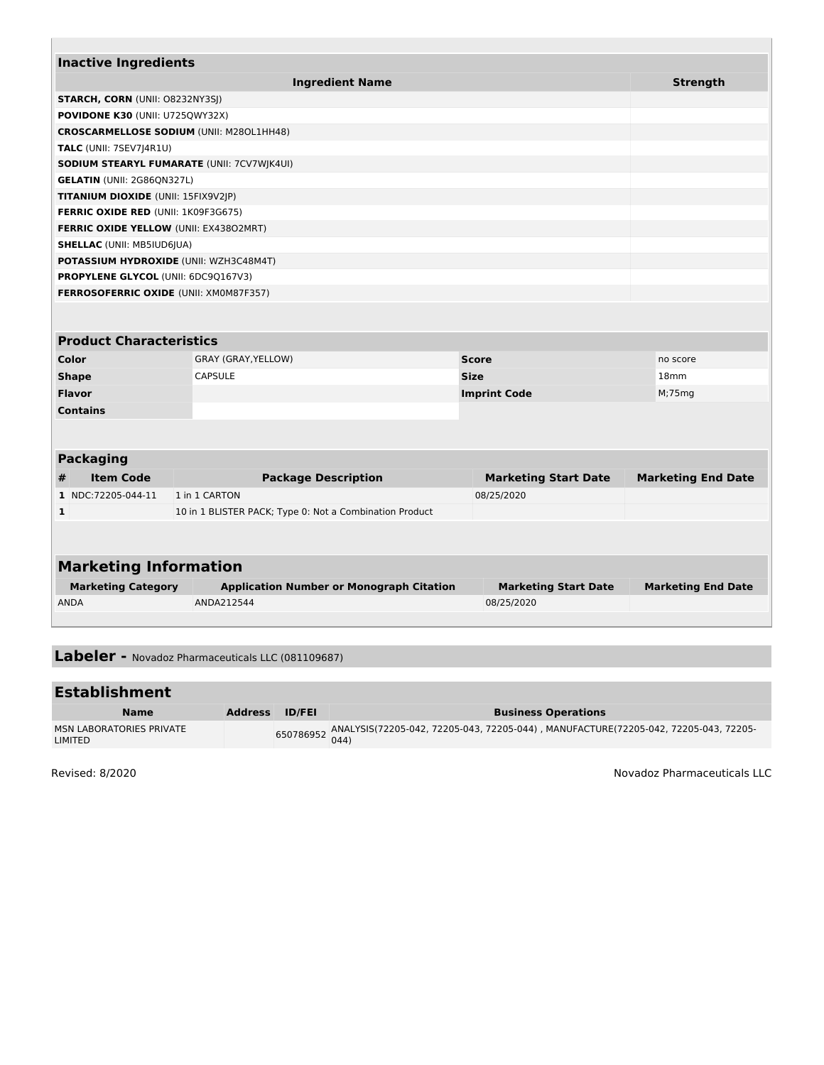| Inactive Ingredients | |
|---|---|
| **Ingredient Name** | **Strength** |
| **STARCH, CORN** (UNII: O8232NY3SJ) | |
| **POVIDONE K30** (UNII: U725QWY32X) | |
| **CROSCARMELLOSE SODIUM** (UNII: M28OL1HH48) | |
| **TALC** (UNII: 7SEV7J4R1U) | |
| **SODIUM STEARYL FUMARATE** (UNII: 7CV7WJK4UI) | |
| **GELATIN** (UNII: 2G86QN327L) | |
| **TITANIUM DIOXIDE** (UNII: 15FIX9V2JP) | |
| **FERRIC OXIDE RED** (UNII: 1K09F3G675) | |
| **FERRIC OXIDE YELLOW** (UNII: EX438O2MRT) | |
| **SHELLAC** (UNII: MB5IUD6JUA) | |
| **POTASSIUM HYDROXIDE** (UNII: WZH3C48M4T) | |
| **PROPYLENE GLYCOL** (UNII: 6DC9Q167V3) | |
| **FERROSOFERRIC OXIDE** (UNII: XM0M87F357) | |

| Product Characteristics | | | |
|---|---|---|---|
| **Color** | GRAY (GRAY,YELLOW) | **Score** | no score |
| **Shape** | CAPSULE | **Size** | 18mm |
| **Flavor** | | **Imprint Code** | M;75mg |
| **Contains** | | | |

| Packaging | | | | |
|---|---|---|---|---|
| **#** | **Item Code** | **Package Description** | **Marketing Start Date** | **Marketing End Date** |
| 1 | NDC:72205-044-11 | 1 in 1 CARTON | 08/25/2020 | |
| 1 | | 10 in 1 BLISTER PACK; Type 0: Not a Combination Product | | |

| Marketing Information | | | |
|---|---|---|---|
| **Marketing Category** | **Application Number or Monograph Citation** | **Marketing Start Date** | **Marketing End Date** |
| ANDA | ANDA212544 | 08/25/2020 | |

## Labeler - Novadoz Pharmaceuticals LLC (081109687)

| Establishment | | | |
|---|---|---|---|
| **Name** | **Address** | **ID/FEI** | **Business Operations** |
| MSN LABORATORIES PRIVATE LIMITED | | 650786952 | ANALYSIS(72205-042, 72205-043, 72205-044) , MANUFACTURE(72205-042, 72205-043, 72205-044) |

Revised: 8/2020

Novadoz Pharmaceuticals LLC